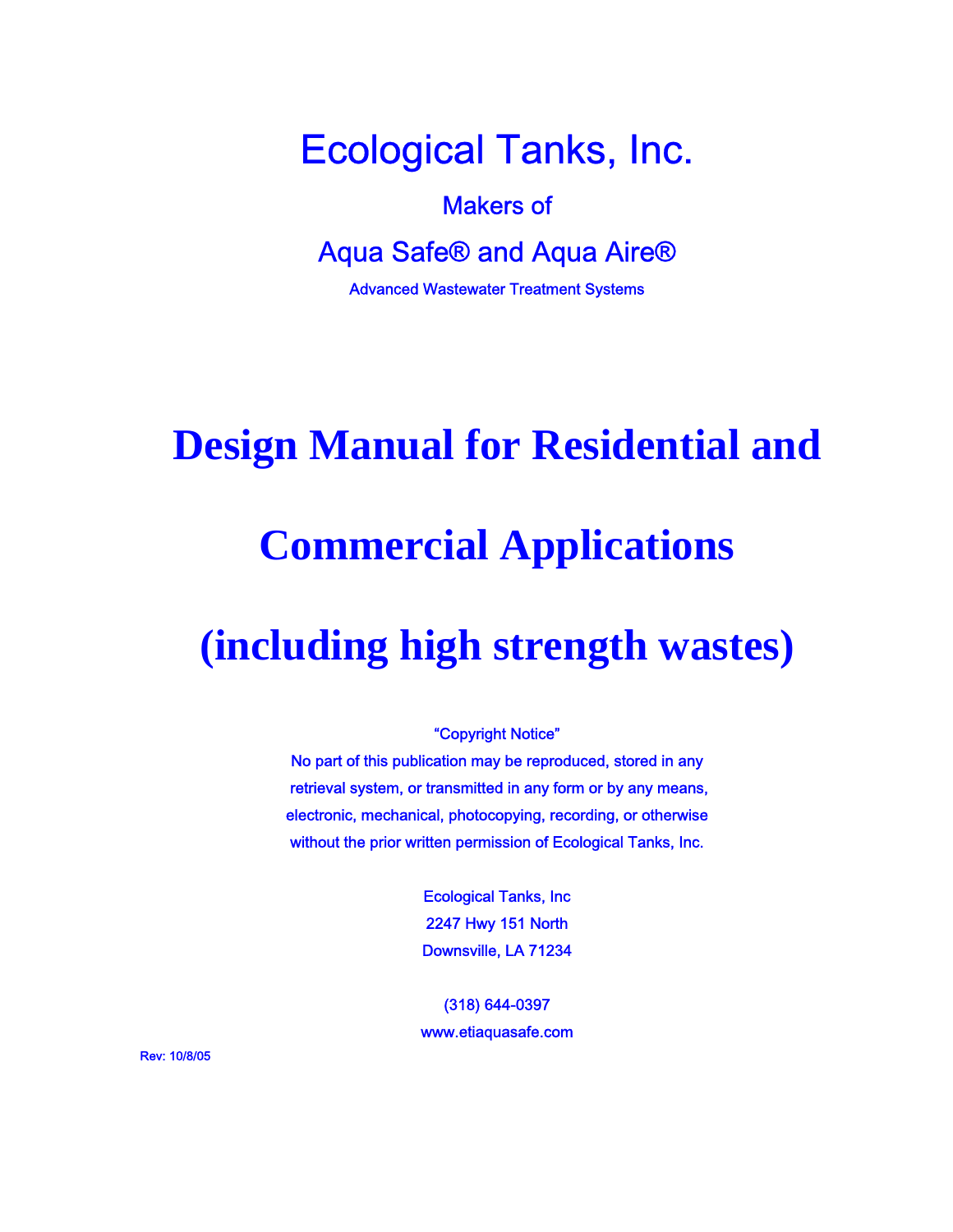# Ecological Tanks, Inc.

Makers of

## Aqua Safe® and Aqua Aire®

Advanced Wastewater Treatment Systems

# Design Manual for Residential and Commercial Applications (including high strength wastes)

"Copyright Notice"
No part of this publication may be reproduced, stored in any retrieval system, or transmitted in any form or by any means, electronic, mechanical, photocopying, recording, or otherwise without the prior written permission of Ecological Tanks, Inc.

Ecological Tanks, Inc
2247 Hwy 151 North
Downsville, LA 71234

(318) 644-0397
www.etiaquasafe.com

Rev: 10/8/05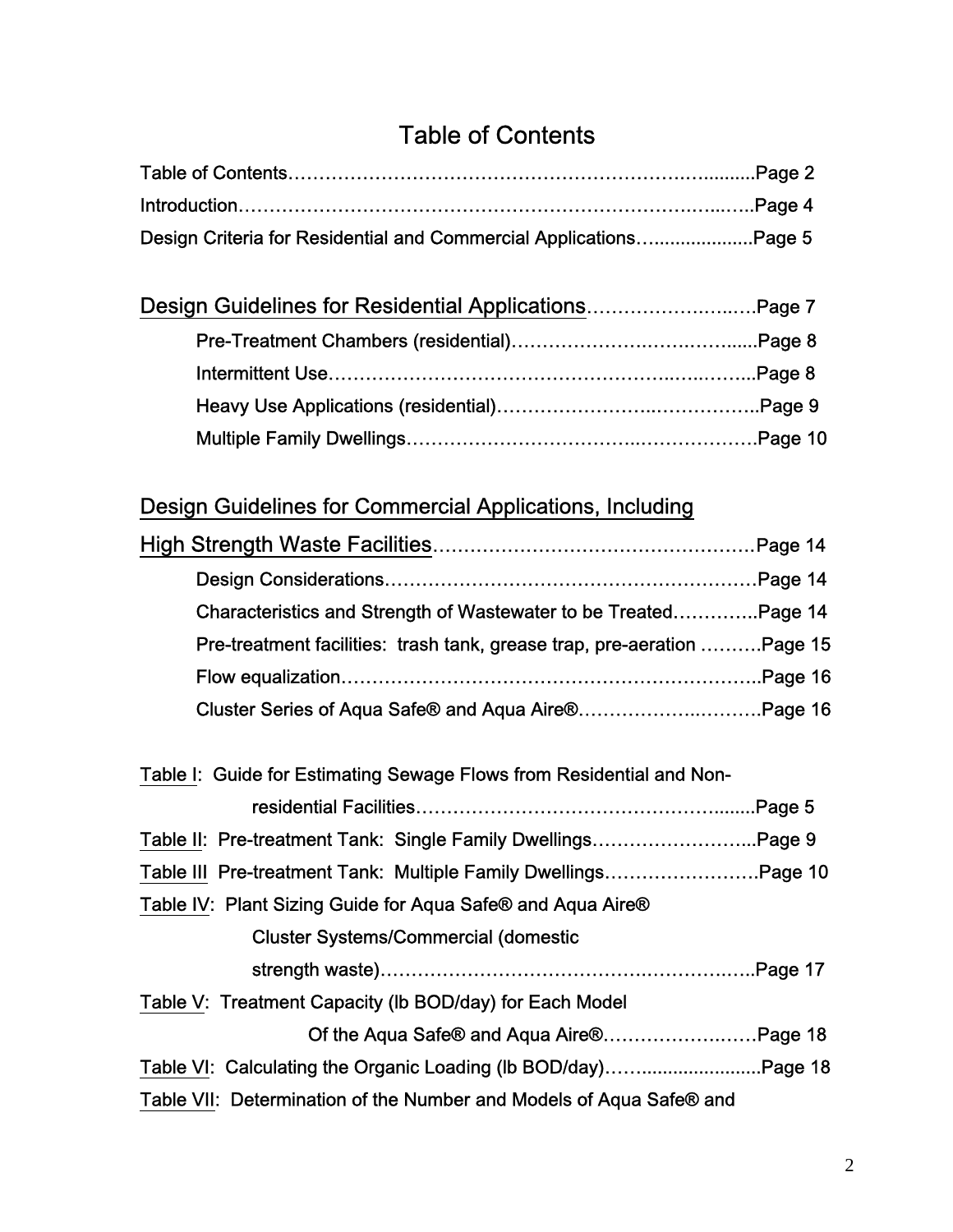# Table of Contents

Table of Contents……………………………………………………….….........Page 2

Introduction………………………………………………………………..…...Page 4

Design Criteria for Residential and Commercial Applications…...................Page 5

Design Guidelines for Residential Applications…………………..…..….Page 7

- Pre-Treatment Chambers (residential)………………….……….….....Page 8
- Intermittent Use………………………………………………..…..……...Page 8
- Heavy Use Applications (residential)……………………..……………..Page 9
- Multiple Family Dwellings…………………………….…………………Page 10

Design Guidelines for Commercial Applications, Including High Strength Waste Facilities……………………………………………Page 14

- Design Considerations……………………………………………………Page 14
- Characteristics and Strength of Wastewater to be Treated…………..Page 14
- Pre-treatment facilities: trash tank, grease trap, pre-aeration ……….Page 15
- Flow equalization…………………………………………………………..Page 16
- Cluster Series of Aqua Safe® and Aqua Aire®……………..……….Page 16

Table I: Guide for Estimating Sewage Flows from Residential and Non-residential Facilities……………………………………….........Page 5

Table II: Pre-treatment Tank: Single Family Dwellings……………………..Page 9

Table III Pre-treatment Tank: Multiple Family Dwellings……………………Page 10

Table IV: Plant Sizing Guide for Aqua Safe® and Aqua Aire® Cluster Systems/Commercial (domestic strength waste)…………………………………..……….…..Page 17

Table V: Treatment Capacity (lb BOD/day) for Each Model Of the Aqua Safe® and Aqua Aire®…………………….…Page 18

Table VI: Calculating the Organic Loading (lb BOD/day)……........................Page 18

Table VII: Determination of the Number and Models of Aqua Safe® and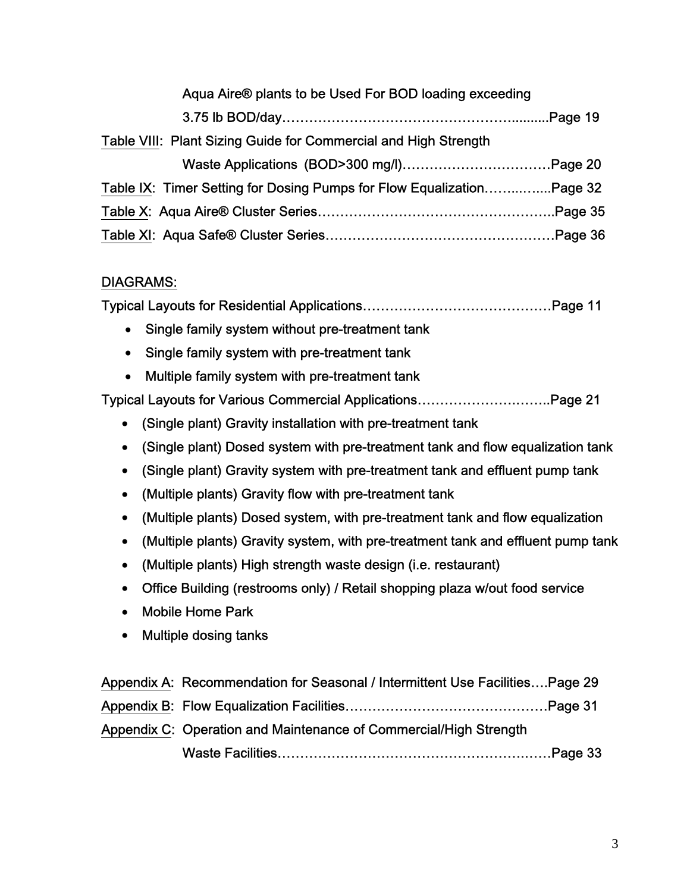Aqua Aire® plants to be Used For BOD loading exceeding 3.75 lb BOD/day……………………………………………..........Page 19

Table VIII: Plant Sizing Guide for Commercial and High Strength Waste Applications (BOD>300 mg/l)……………………………Page 20

Table IX: Timer Setting for Dosing Pumps for Flow Equalization……..…....Page 32

Table X: Aqua Aire® Cluster Series……………………………………………..Page 35

Table XI: Aqua Safe® Cluster Series……………………………………………Page 36

DIAGRAMS:

Typical Layouts for Residential Applications……………………………………Page 11

- Single family system without pre-treatment tank
- Single family system with pre-treatment tank
- Multiple family system with pre-treatment tank

Typical Layouts for Various Commercial Applications…………………….……..Page 21

- (Single plant) Gravity installation with pre-treatment tank
- (Single plant) Dosed system with pre-treatment tank and flow equalization tank
- (Single plant) Gravity system with pre-treatment tank and effluent pump tank
- (Multiple plants) Gravity flow with pre-treatment tank
- (Multiple plants) Dosed system, with pre-treatment tank and flow equalization
- (Multiple plants) Gravity system, with pre-treatment tank and effluent pump tank
- (Multiple plants) High strength waste design (i.e. restaurant)
- Office Building (restrooms only) / Retail shopping plaza w/out food service
- Mobile Home Park
- Multiple dosing tanks

Appendix A: Recommendation for Seasonal / Intermittent Use Facilities….Page 29

Appendix B: Flow Equalization Facilities………………………………………Page 31

Appendix C: Operation and Maintenance of Commercial/High Strength Waste Facilities…………………………………………….……Page 33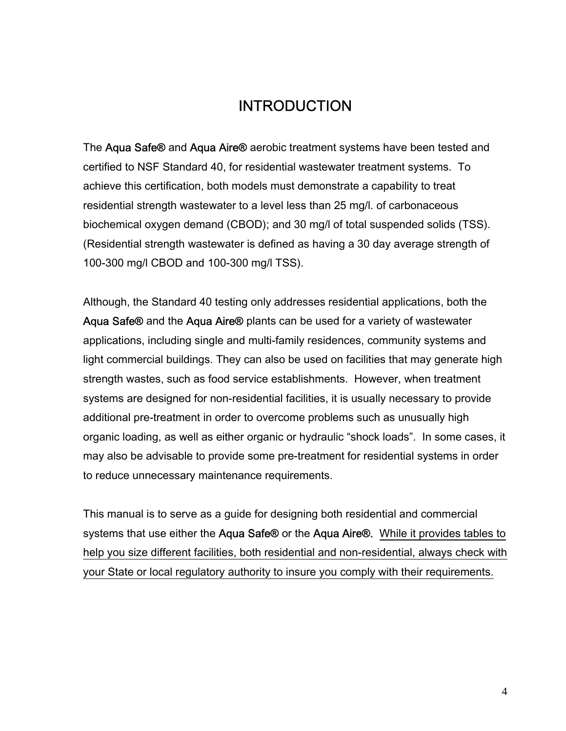# INTRODUCTION

The Aqua Safe® and Aqua Aire® aerobic treatment systems have been tested and certified to NSF Standard 40, for residential wastewater treatment systems. To achieve this certification, both models must demonstrate a capability to treat residential strength wastewater to a level less than 25 mg/l. of carbonaceous biochemical oxygen demand (CBOD); and 30 mg/l of total suspended solids (TSS). (Residential strength wastewater is defined as having a 30 day average strength of 100-300 mg/l CBOD and 100-300 mg/l TSS).

Although, the Standard 40 testing only addresses residential applications, both the Aqua Safe® and the Aqua Aire® plants can be used for a variety of wastewater applications, including single and multi-family residences, community systems and light commercial buildings. They can also be used on facilities that may generate high strength wastes, such as food service establishments. However, when treatment systems are designed for non-residential facilities, it is usually necessary to provide additional pre-treatment in order to overcome problems such as unusually high organic loading, as well as either organic or hydraulic "shock loads". In some cases, it may also be advisable to provide some pre-treatment for residential systems in order to reduce unnecessary maintenance requirements.

This manual is to serve as a guide for designing both residential and commercial systems that use either the Aqua Safe® or the Aqua Aire®. <u>While it provides tables to help you size different facilities, both residential and non-residential, always check with your State or local regulatory authority to insure you comply with their requirements.</u>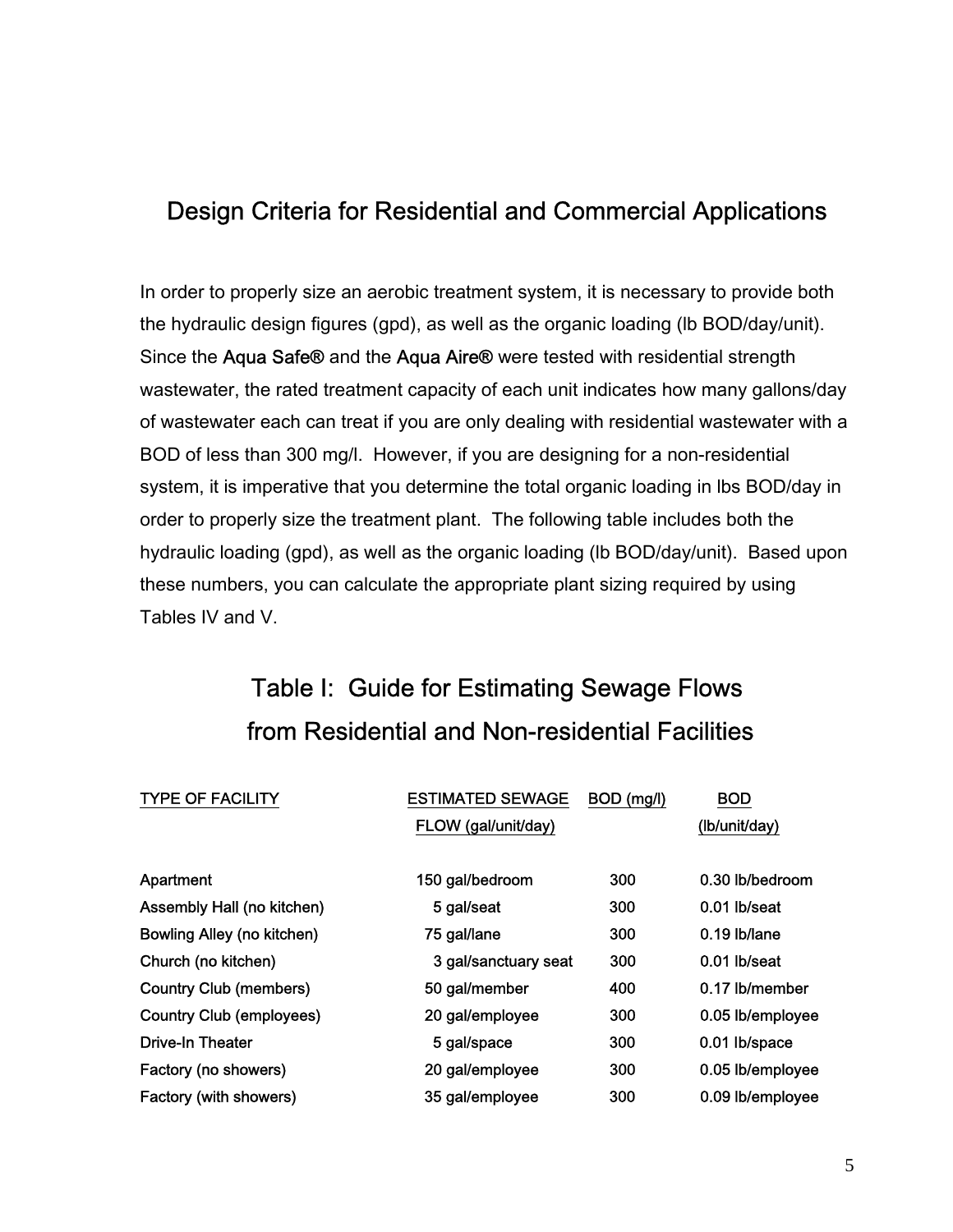## Design Criteria for Residential and Commercial Applications

In order to properly size an aerobic treatment system, it is necessary to provide both the hydraulic design figures (gpd), as well as the organic loading (lb BOD/day/unit). Since the **Aqua Safe®** and the **Aqua Aire®** were tested with residential strength wastewater, the rated treatment capacity of each unit indicates how many gallons/day of wastewater each can treat if you are only dealing with residential wastewater with a BOD of less than 300 mg/l. However, if you are designing for a non-residential system, it is imperative that you determine the total organic loading in lbs BOD/day in order to properly size the treatment plant. The following table includes both the hydraulic loading (gpd), as well as the organic loading (lb BOD/day/unit). Based upon these numbers, you can calculate the appropriate plant sizing required by using Tables IV and V.

## Table I: Guide for Estimating Sewage Flows from Residential and Non-residential Facilities

| TYPE OF FACILITY | ESTIMATED SEWAGE FLOW (gal/unit/day) | BOD (mg/l) | BOD (lb/unit/day) |
|---|---|---|---|
| Apartment | 150 gal/bedroom | 300 | 0.30 lb/bedroom |
| Assembly Hall (no kitchen) | 5 gal/seat | 300 | 0.01 lb/seat |
| Bowling Alley (no kitchen) | 75 gal/lane | 300 | 0.19 lb/lane |
| Church (no kitchen) | 3 gal/sanctuary seat | 300 | 0.01 lb/seat |
| Country Club (members) | 50 gal/member | 400 | 0.17 lb/member |
| Country Club (employees) | 20 gal/employee | 300 | 0.05 lb/employee |
| Drive-In Theater | 5 gal/space | 300 | 0.01 lb/space |
| Factory (no showers) | 20 gal/employee | 300 | 0.05 lb/employee |
| Factory (with showers) | 35 gal/employee | 300 | 0.09 lb/employee |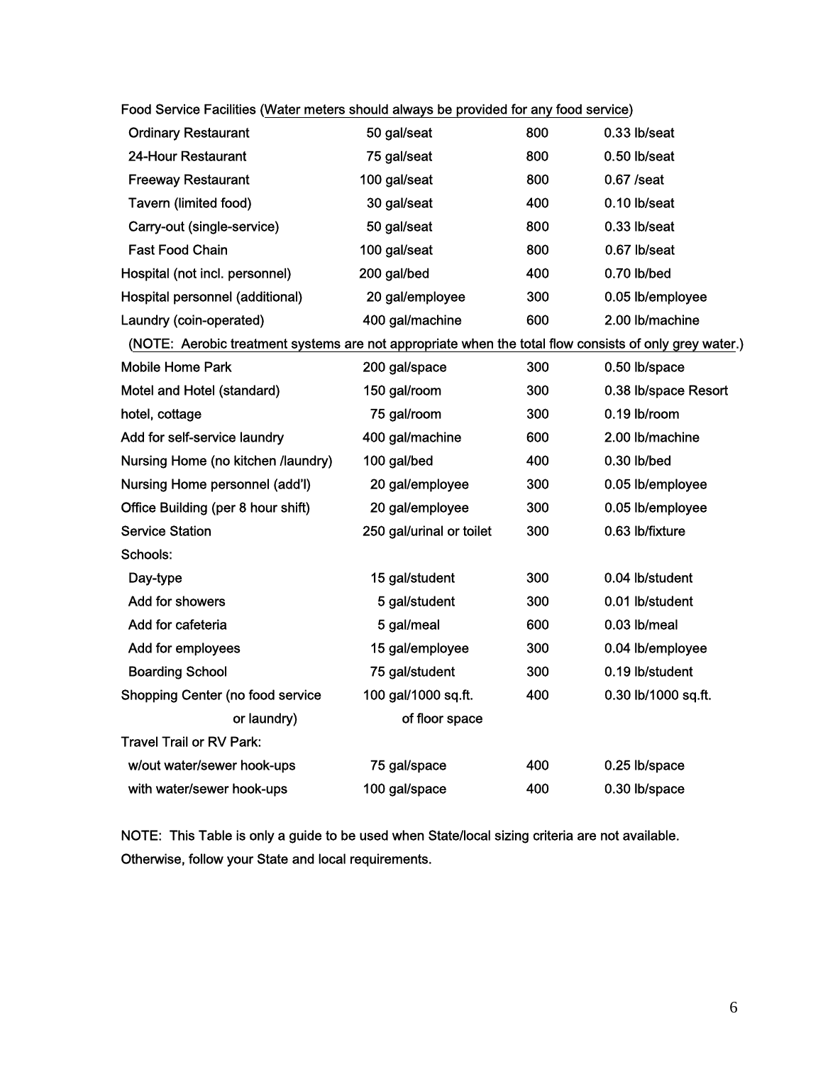| Facility | Flow | | Load |
|---|---|---|---|
| Food Service Facilities (Water meters should always be provided for any food service) | | | |
| Ordinary Restaurant | 50 gal/seat | 800 | 0.33 lb/seat |
| 24-Hour Restaurant | 75 gal/seat | 800 | 0.50 lb/seat |
| Freeway Restaurant | 100 gal/seat | 800 | 0.67 /seat |
| Tavern (limited food) | 30 gal/seat | 400 | 0.10 lb/seat |
| Carry-out (single-service) | 50 gal/seat | 800 | 0.33 lb/seat |
| Fast Food Chain | 100 gal/seat | 800 | 0.67 lb/seat |
| Hospital (not incl. personnel) | 200 gal/bed | 400 | 0.70 lb/bed |
| Hospital personnel (additional) | 20 gal/employee | 300 | 0.05 lb/employee |
| Laundry (coin-operated) | 400 gal/machine | 600 | 2.00 lb/machine |
| (NOTE: Aerobic treatment systems are not appropriate when the total flow consists of only grey water.) | | | |
| Mobile Home Park | 200 gal/space | 300 | 0.50 lb/space |
| Motel and Hotel (standard) | 150 gal/room | 300 | 0.38 lb/space Resort |
| hotel, cottage | 75 gal/room | 300 | 0.19 lb/room |
| Add for self-service laundry | 400 gal/machine | 600 | 2.00 lb/machine |
| Nursing Home (no kitchen /laundry) | 100 gal/bed | 400 | 0.30 lb/bed |
| Nursing Home personnel (add'l) | 20 gal/employee | 300 | 0.05 lb/employee |
| Office Building (per 8 hour shift) | 20 gal/employee | 300 | 0.05 lb/employee |
| Service Station | 250 gal/urinal or toilet | 300 | 0.63 lb/fixture |
| Schools: | | | |
| Day-type | 15 gal/student | 300 | 0.04 lb/student |
| Add for showers | 5 gal/student | 300 | 0.01 lb/student |
| Add for cafeteria | 5 gal/meal | 600 | 0.03 lb/meal |
| Add for employees | 15 gal/employee | 300 | 0.04 lb/employee |
| Boarding School | 75 gal/student | 300 | 0.19 lb/student |
| Shopping Center (no food service or laundry) | 100 gal/1000 sq.ft. of floor space | 400 | 0.30 lb/1000 sq.ft. |
| Travel Trail or RV Park: | | | |
| w/out water/sewer hook-ups | 75 gal/space | 400 | 0.25 lb/space |
| with water/sewer hook-ups | 100 gal/space | 400 | 0.30 lb/space |

NOTE: This Table is only a guide to be used when State/local sizing criteria are not available. Otherwise, follow your State and local requirements.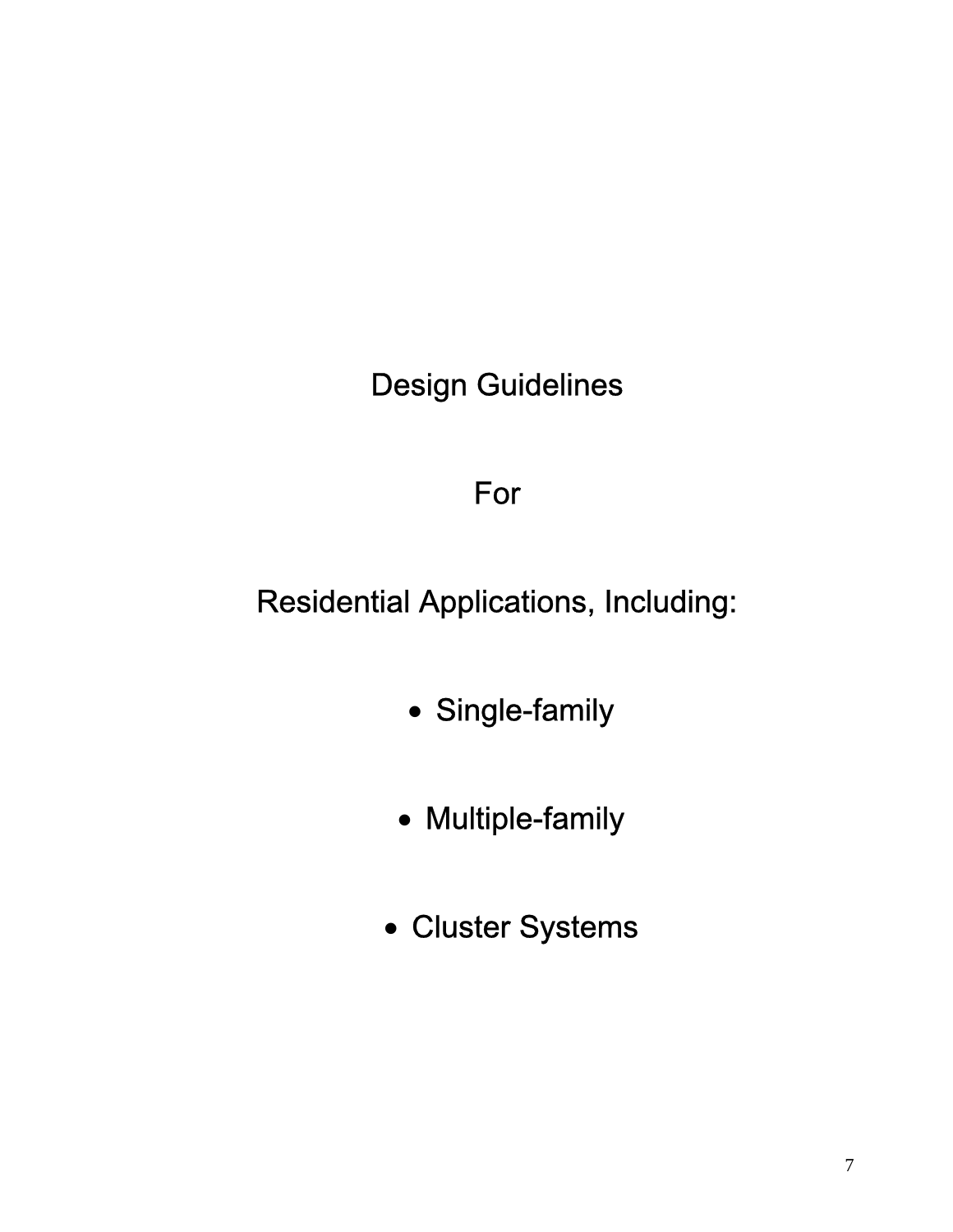# Design Guidelines

# For

# Residential Applications, Including:

- Single-family
- Multiple-family
- Cluster Systems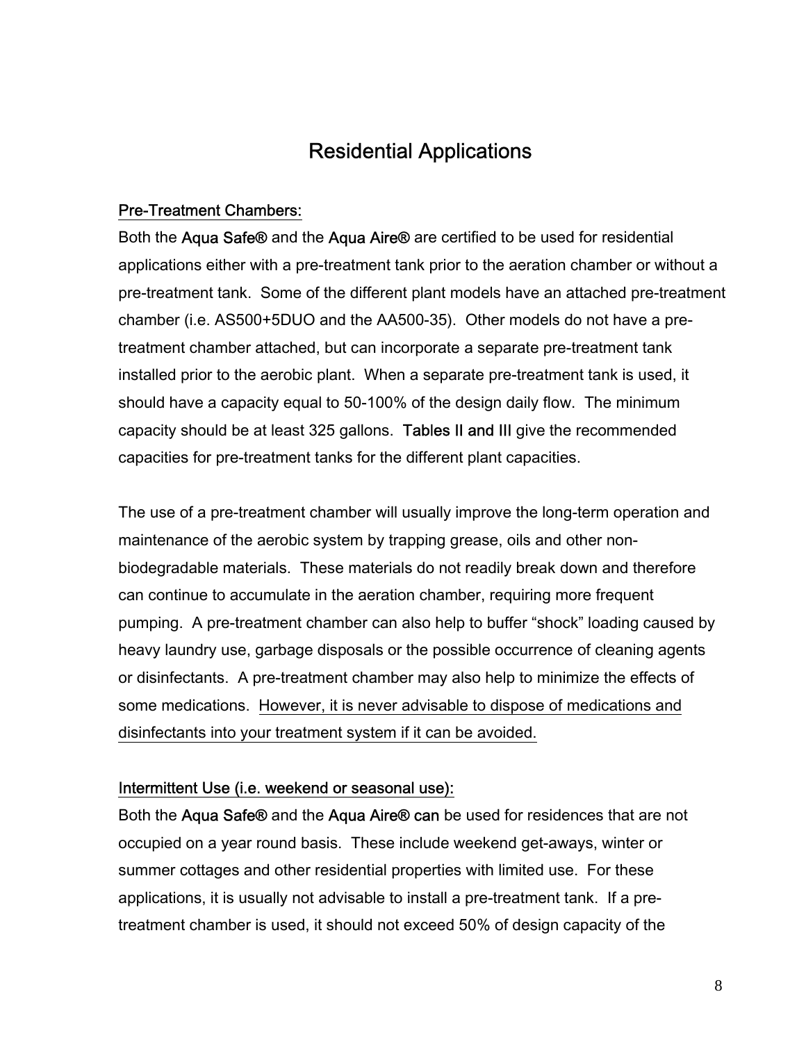## Residential Applications

Pre-Treatment Chambers:

Both the **Aqua Safe®** and the **Aqua Aire®** are certified to be used for residential applications either with a pre-treatment tank prior to the aeration chamber or without a pre-treatment tank. Some of the different plant models have an attached pre-treatment chamber (i.e. AS500+5DUO and the AA500-35). Other models do not have a pre-treatment chamber attached, but can incorporate a separate pre-treatment tank installed prior to the aerobic plant. When a separate pre-treatment tank is used, it should have a capacity equal to 50-100% of the design daily flow. The minimum capacity should be at least 325 gallons. **Tables II and III** give the recommended capacities for pre-treatment tanks for the different plant capacities.

The use of a pre-treatment chamber will usually improve the long-term operation and maintenance of the aerobic system by trapping grease, oils and other non-biodegradable materials. These materials do not readily break down and therefore can continue to accumulate in the aeration chamber, requiring more frequent pumping. A pre-treatment chamber can also help to buffer "shock" loading caused by heavy laundry use, garbage disposals or the possible occurrence of cleaning agents or disinfectants. A pre-treatment chamber may also help to minimize the effects of some medications. However, it is never advisable to dispose of medications and disinfectants into your treatment system if it can be avoided.

Intermittent Use (i.e. weekend or seasonal use):

Both the **Aqua Safe®** and the **Aqua Aire® can** be used for residences that are not occupied on a year round basis. These include weekend get-aways, winter or summer cottages and other residential properties with limited use. For these applications, it is usually not advisable to install a pre-treatment tank. If a pre-treatment chamber is used, it should not exceed 50% of design capacity of the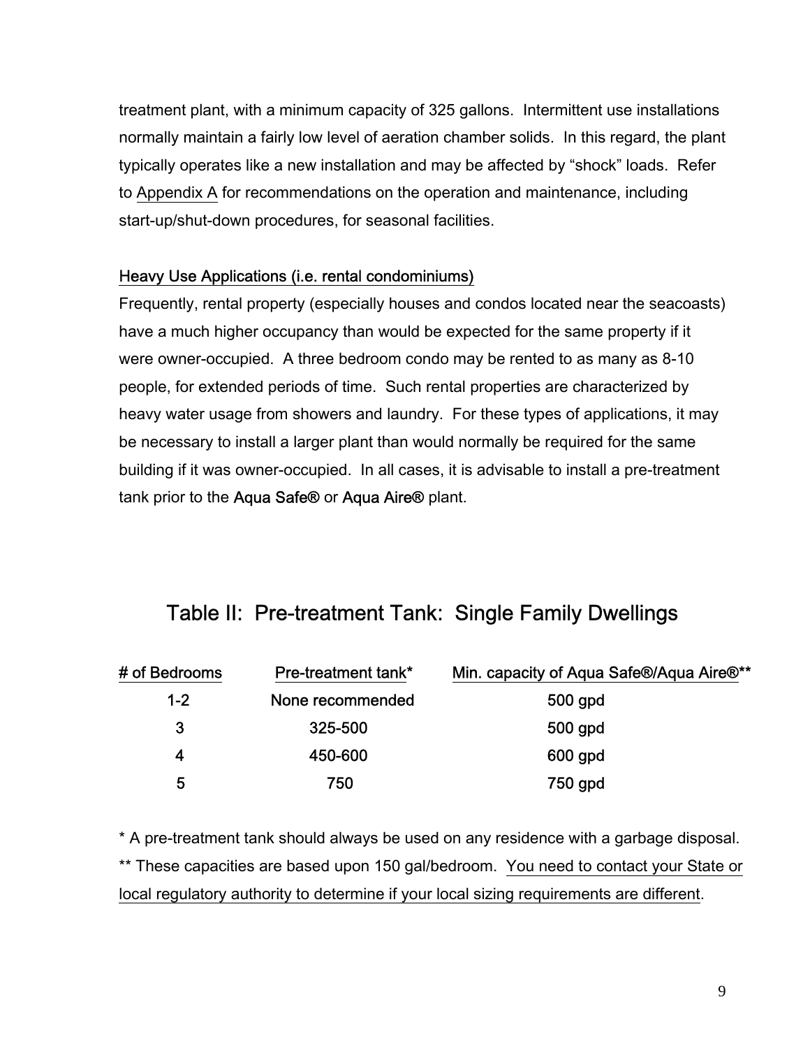treatment plant, with a minimum capacity of 325 gallons. Intermittent use installations normally maintain a fairly low level of aeration chamber solids. In this regard, the plant typically operates like a new installation and may be affected by "shock" loads. Refer to Appendix A for recommendations on the operation and maintenance, including start-up/shut-down procedures, for seasonal facilities.

### Heavy Use Applications (i.e. rental condominiums)

Frequently, rental property (especially houses and condos located near the seacoasts) have a much higher occupancy than would be expected for the same property if it were owner-occupied. A three bedroom condo may be rented to as many as 8-10 people, for extended periods of time. Such rental properties are characterized by heavy water usage from showers and laundry. For these types of applications, it may be necessary to install a larger plant than would normally be required for the same building if it was owner-occupied. In all cases, it is advisable to install a pre-treatment tank prior to the **Aqua Safe®** or **Aqua Aire®** plant.

## Table II: Pre-treatment Tank: Single Family Dwellings

| # of Bedrooms | Pre-treatment tank* | Min. capacity of Aqua Safe®/Aqua Aire®** |
|---|---|---|
| 1-2 | None recommended | 500 gpd |
| 3 | 325-500 | 500 gpd |
| 4 | 450-600 | 600 gpd |
| 5 | 750 | 750 gpd |

* A pre-treatment tank should always be used on any residence with a garbage disposal.

** These capacities are based upon 150 gal/bedroom. You need to contact your State or local regulatory authority to determine if your local sizing requirements are different.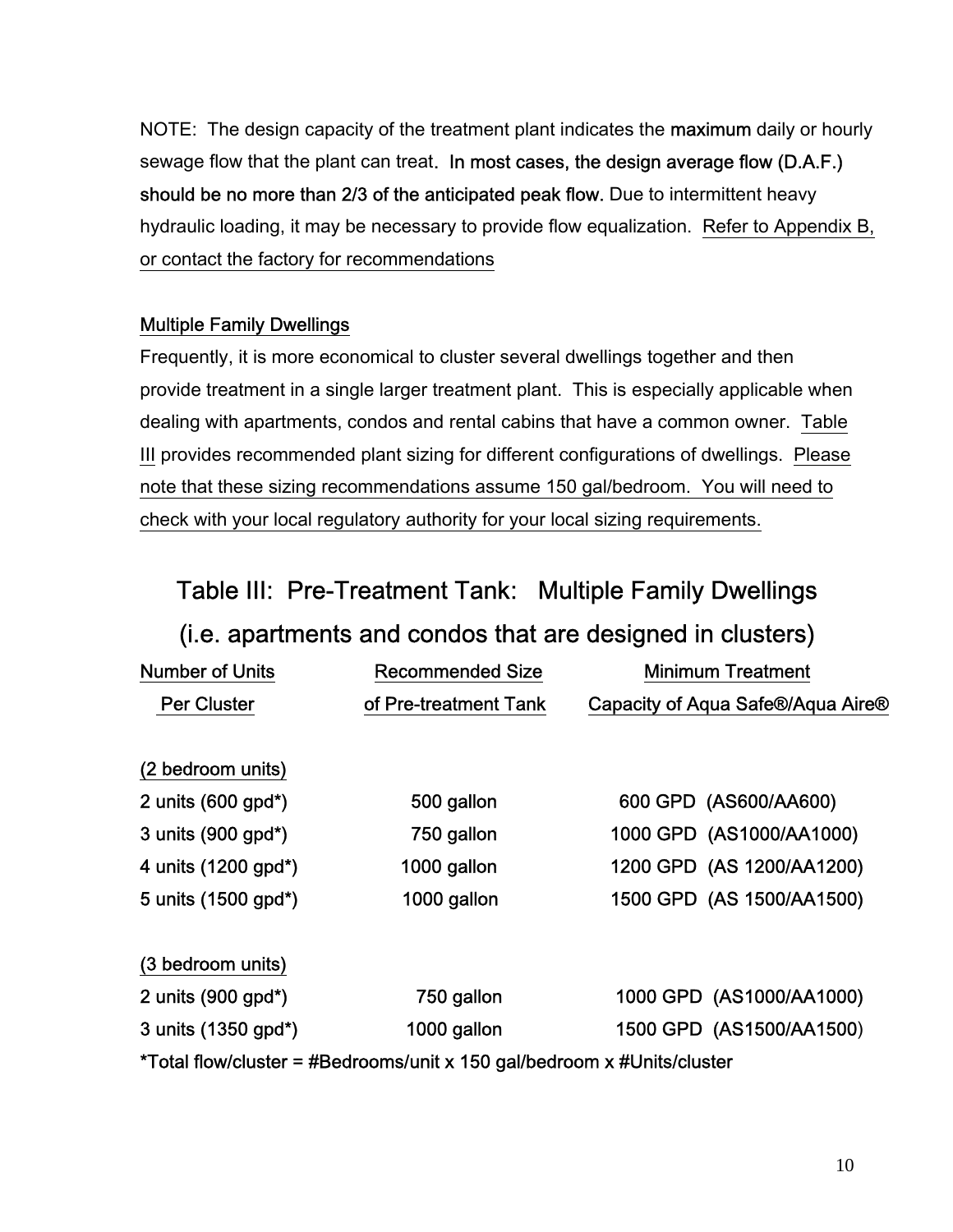NOTE: The design capacity of the treatment plant indicates the **maximum** daily or hourly sewage flow that the plant can treat. **In most cases, the design average flow (D.A.F.) should be no more than 2/3 of the anticipated peak flow.** Due to intermittent heavy hydraulic loading, it may be necessary to provide flow equalization. Refer to Appendix B, or contact the factory for recommendations

### Multiple Family Dwellings

Frequently, it is more economical to cluster several dwellings together and then provide treatment in a single larger treatment plant. This is especially applicable when dealing with apartments, condos and rental cabins that have a common owner. Table III provides recommended plant sizing for different configurations of dwellings. Please note that these sizing recommendations assume 150 gal/bedroom. You will need to check with your local regulatory authority for your local sizing requirements.

## Table III: Pre-Treatment Tank: Multiple Family Dwellings (i.e. apartments and condos that are designed in clusters)

| Number of Units Per Cluster | Recommended Size of Pre-treatment Tank | Minimum Treatment Capacity of Aqua Safe®/Aqua Aire® |
|---|---|---|
| **(2 bedroom units)** | | |
| 2 units (600 gpd*) | 500 gallon | 600 GPD (AS600/AA600) |
| 3 units (900 gpd*) | 750 gallon | 1000 GPD (AS1000/AA1000) |
| 4 units (1200 gpd*) | 1000 gallon | 1200 GPD (AS 1200/AA1200) |
| 5 units (1500 gpd*) | 1000 gallon | 1500 GPD (AS 1500/AA1500) |
| **(3 bedroom units)** | | |
| 2 units (900 gpd*) | 750 gallon | 1000 GPD (AS1000/AA1000) |
| 3 units (1350 gpd*) | 1000 gallon | 1500 GPD (AS1500/AA1500) |

*Total flow/cluster = #Bedrooms/unit x 150 gal/bedroom x #Units/cluster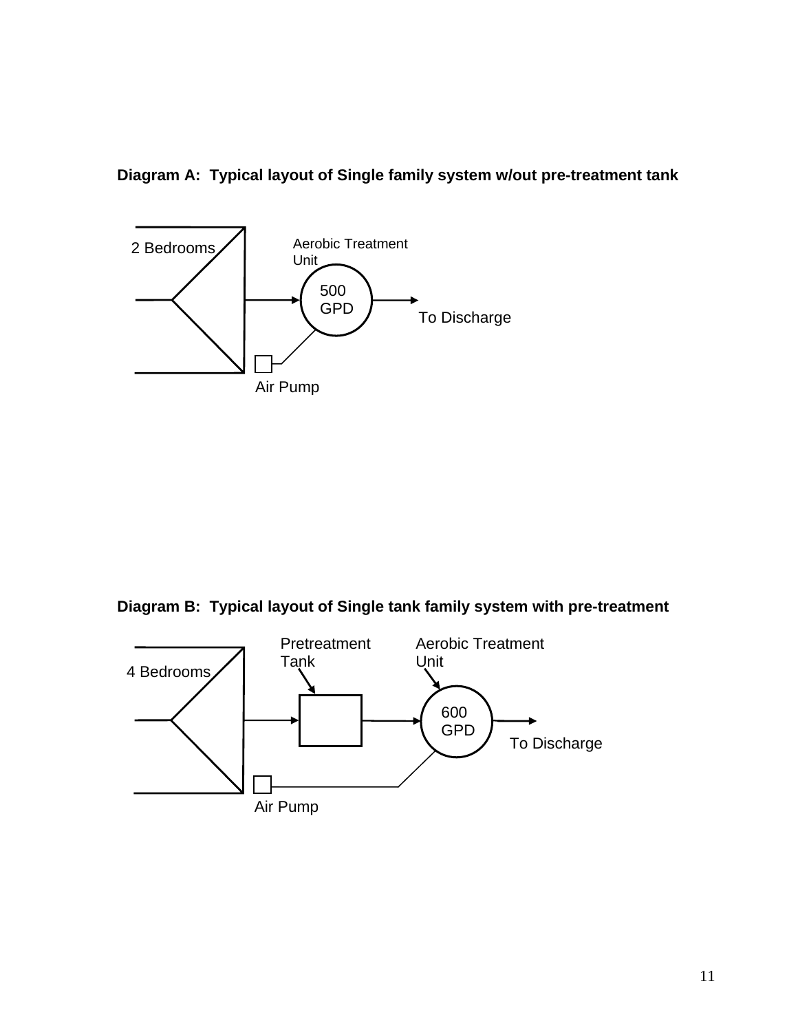**Diagram A: Typical layout of Single family system w/out pre-treatment tank**

2 Bedrooms

Aerobic Treatment Unit

500 GPD

To Discharge

Air Pump

**Diagram B: Typical layout of Single tank family system with pre-treatment**

4 Bedrooms

Pretreatment Tank

Aerobic Treatment Unit

600 GPD

To Discharge

Air Pump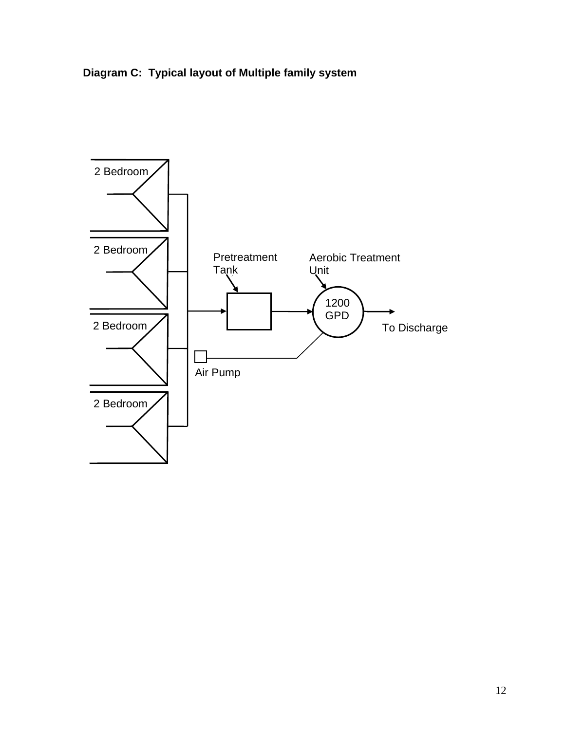**Diagram C: Typical layout of Multiple family system**

2 Bedroom

2 Bedroom

2 Bedroom

2 Bedroom

Pretreatment Tank

Aerobic Treatment Unit

1200 GPD

To Discharge

Air Pump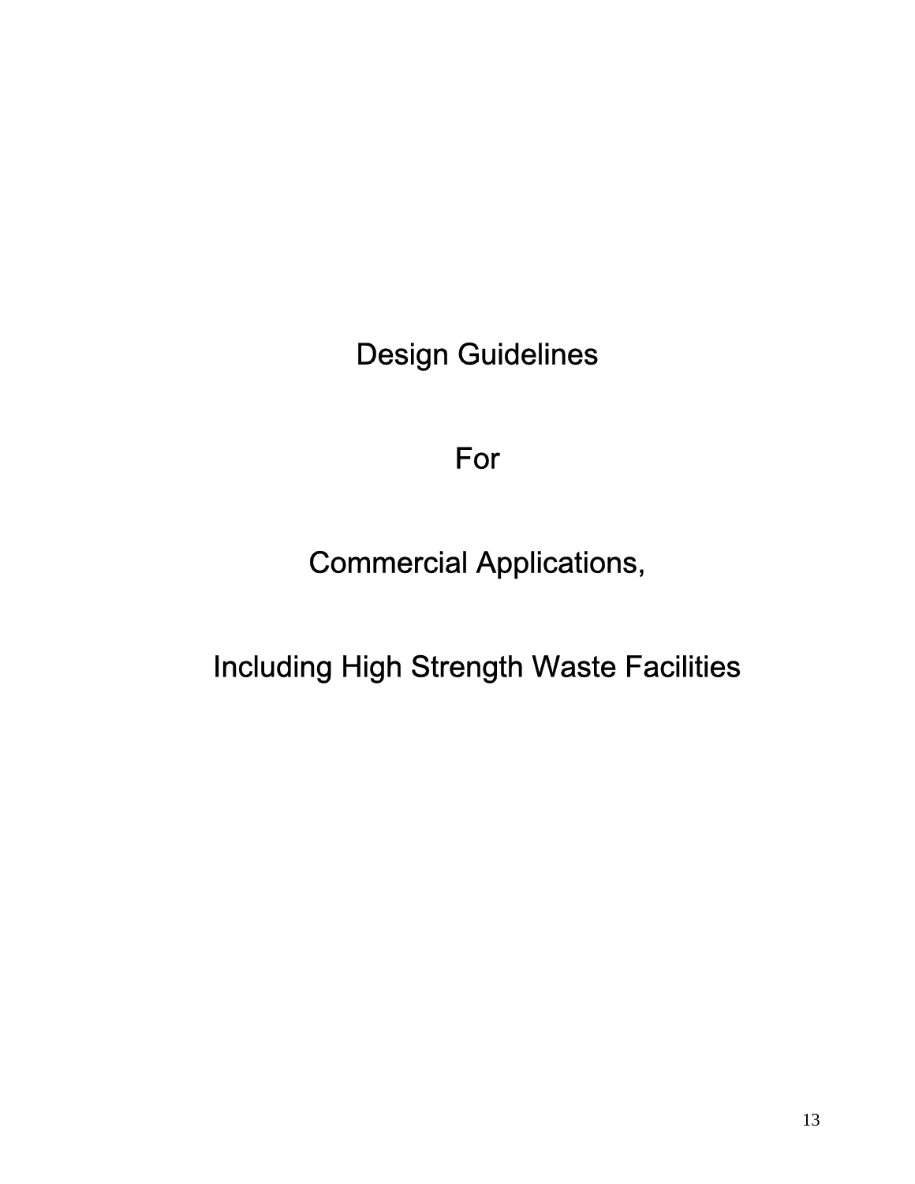# Design Guidelines

# For

# Commercial Applications,

# Including High Strength Waste Facilities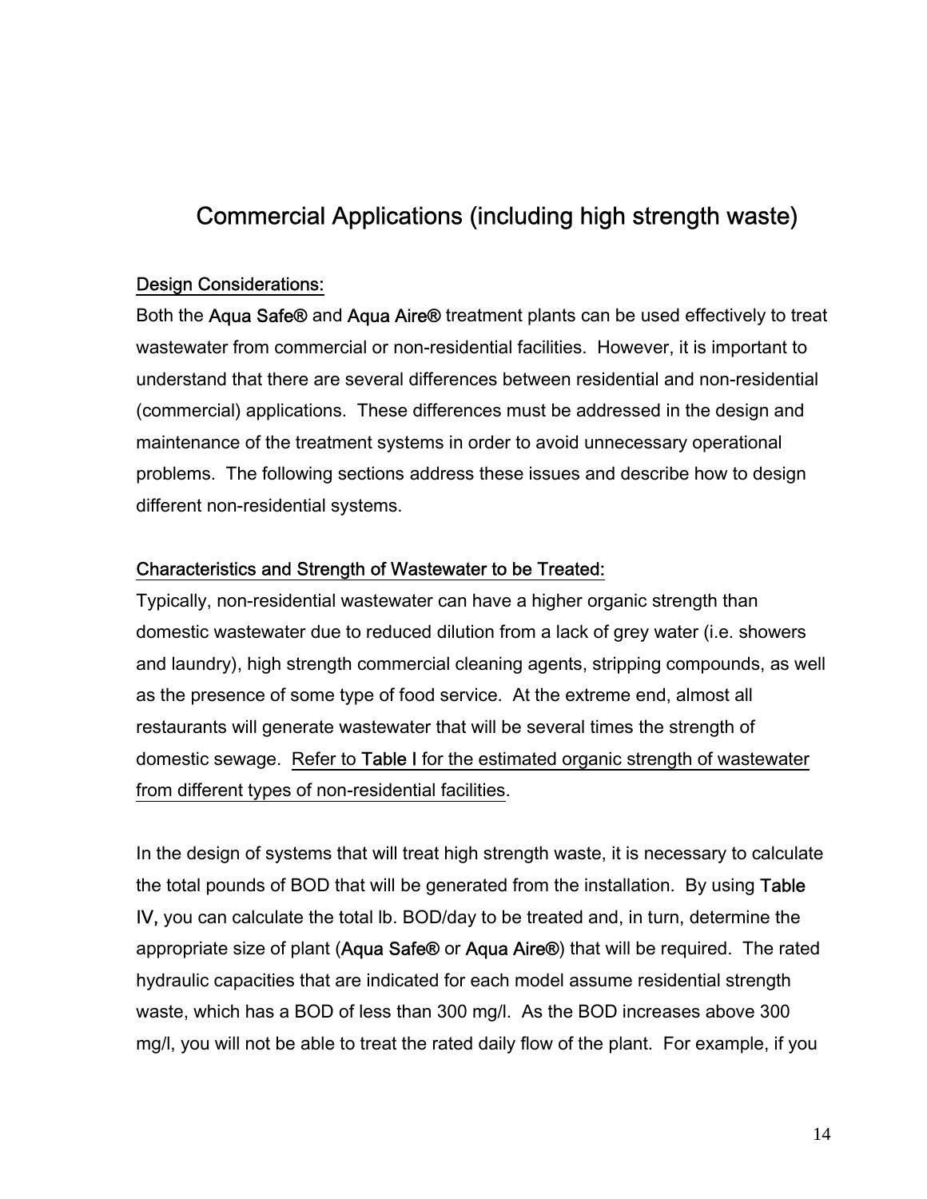# Commercial Applications (including high strength waste)

<u>Design Considerations:</u>

Both the **Aqua Safe®** and **Aqua Aire®** treatment plants can be used effectively to treat wastewater from commercial or non-residential facilities. However, it is important to understand that there are several differences between residential and non-residential (commercial) applications. These differences must be addressed in the design and maintenance of the treatment systems in order to avoid unnecessary operational problems. The following sections address these issues and describe how to design different non-residential systems.

<u>Characteristics and Strength of Wastewater to be Treated:</u>

Typically, non-residential wastewater can have a higher organic strength than domestic wastewater due to reduced dilution from a lack of grey water (i.e. showers and laundry), high strength commercial cleaning agents, stripping compounds, as well as the presence of some type of food service. At the extreme end, almost all restaurants will generate wastewater that will be several times the strength of domestic sewage. <u>Refer to **Table I** for the estimated organic strength of wastewater from different types of non-residential facilities</u>.

In the design of systems that will treat high strength waste, it is necessary to calculate the total pounds of BOD that will be generated from the installation. By using **Table IV,** you can calculate the total lb. BOD/day to be treated and, in turn, determine the appropriate size of plant (**Aqua Safe®** or **Aqua Aire®**) that will be required. The rated hydraulic capacities that are indicated for each model assume residential strength waste, which has a BOD of less than 300 mg/l. As the BOD increases above 300 mg/l, you will not be able to treat the rated daily flow of the plant. For example, if you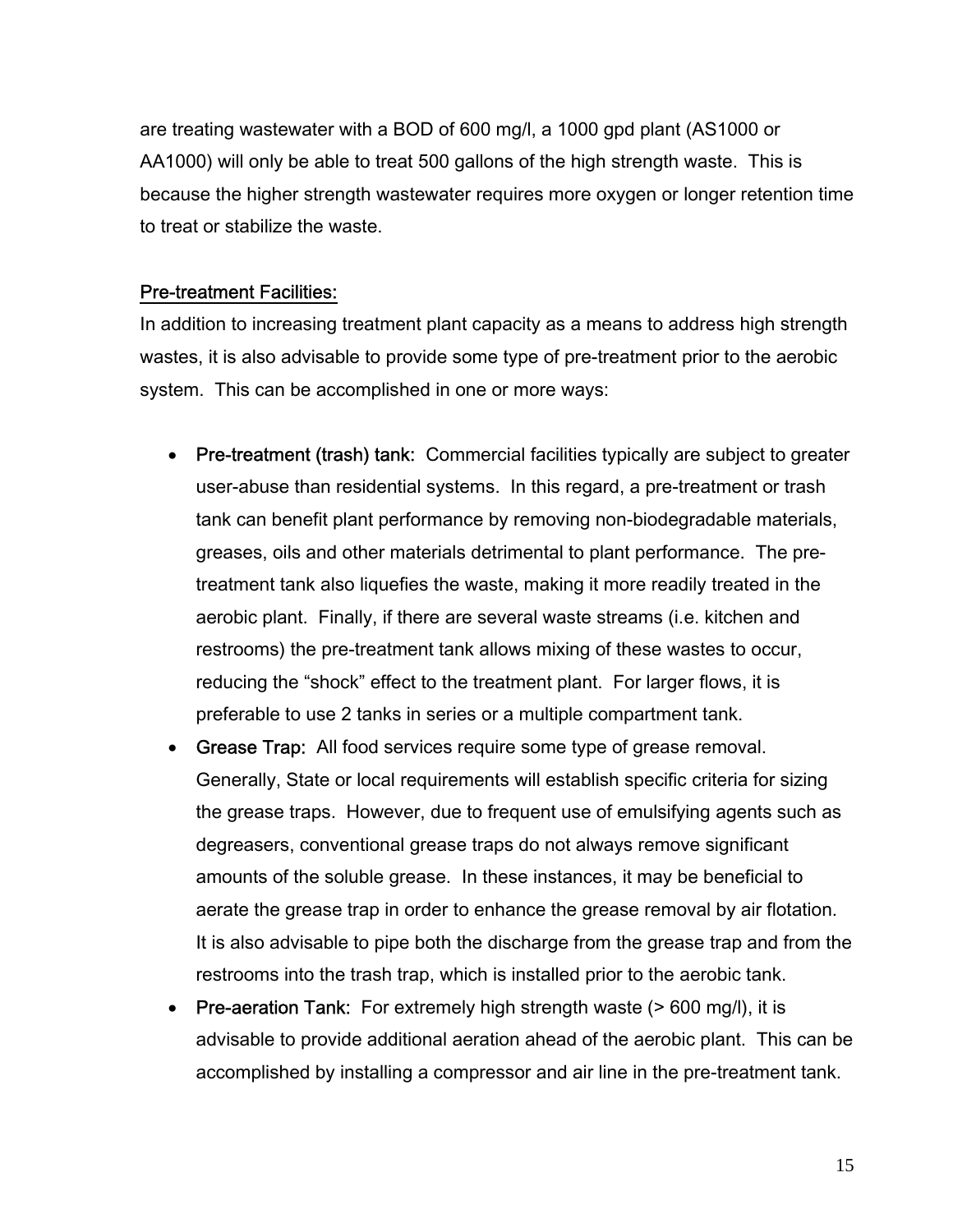are treating wastewater with a BOD of 600 mg/l, a 1000 gpd plant (AS1000 or AA1000) will only be able to treat 500 gallons of the high strength waste. This is because the higher strength wastewater requires more oxygen or longer retention time to treat or stabilize the waste.

<u>Pre-treatment Facilities:</u>

In addition to increasing treatment plant capacity as a means to address high strength wastes, it is also advisable to provide some type of pre-treatment prior to the aerobic system. This can be accomplished in one or more ways:

- Pre-treatment (trash) tank: Commercial facilities typically are subject to greater user-abuse than residential systems. In this regard, a pre-treatment or trash tank can benefit plant performance by removing non-biodegradable materials, greases, oils and other materials detrimental to plant performance. The pre-treatment tank also liquefies the waste, making it more readily treated in the aerobic plant. Finally, if there are several waste streams (i.e. kitchen and restrooms) the pre-treatment tank allows mixing of these wastes to occur, reducing the "shock" effect to the treatment plant. For larger flows, it is preferable to use 2 tanks in series or a multiple compartment tank.
- Grease Trap: All food services require some type of grease removal. Generally, State or local requirements will establish specific criteria for sizing the grease traps. However, due to frequent use of emulsifying agents such as degreasers, conventional grease traps do not always remove significant amounts of the soluble grease. In these instances, it may be beneficial to aerate the grease trap in order to enhance the grease removal by air flotation. It is also advisable to pipe both the discharge from the grease trap and from the restrooms into the trash trap, which is installed prior to the aerobic tank.
- Pre-aeration Tank: For extremely high strength waste (> 600 mg/l), it is advisable to provide additional aeration ahead of the aerobic plant. This can be accomplished by installing a compressor and air line in the pre-treatment tank.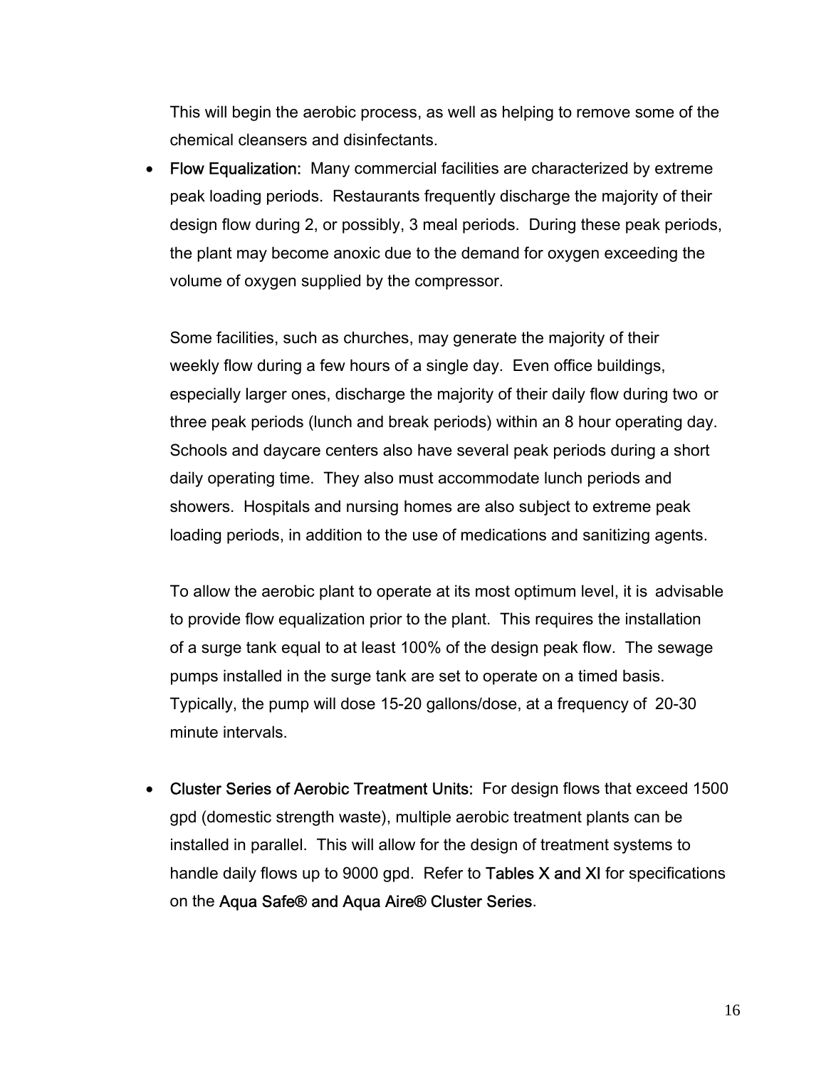This will begin the aerobic process, as well as helping to remove some of the chemical cleansers and disinfectants.

- **Flow Equalization:** Many commercial facilities are characterized by extreme peak loading periods. Restaurants frequently discharge the majority of their design flow during 2, or possibly, 3 meal periods. During these peak periods, the plant may become anoxic due to the demand for oxygen exceeding the volume of oxygen supplied by the compressor.

  Some facilities, such as churches, may generate the majority of their weekly flow during a few hours of a single day. Even office buildings, especially larger ones, discharge the majority of their daily flow during two or three peak periods (lunch and break periods) within an 8 hour operating day. Schools and daycare centers also have several peak periods during a short daily operating time. They also must accommodate lunch periods and showers. Hospitals and nursing homes are also subject to extreme peak loading periods, in addition to the use of medications and sanitizing agents.

  To allow the aerobic plant to operate at its most optimum level, it is advisable to provide flow equalization prior to the plant. This requires the installation of a surge tank equal to at least 100% of the design peak flow. The sewage pumps installed in the surge tank are set to operate on a timed basis. Typically, the pump will dose 15-20 gallons/dose, at a frequency of 20-30 minute intervals.

- **Cluster Series of Aerobic Treatment Units:** For design flows that exceed 1500 gpd (domestic strength waste), multiple aerobic treatment plants can be installed in parallel. This will allow for the design of treatment systems to handle daily flows up to 9000 gpd. Refer to **Tables X and XI** for specifications on the **Aqua Safe® and Aqua Aire® Cluster Series**.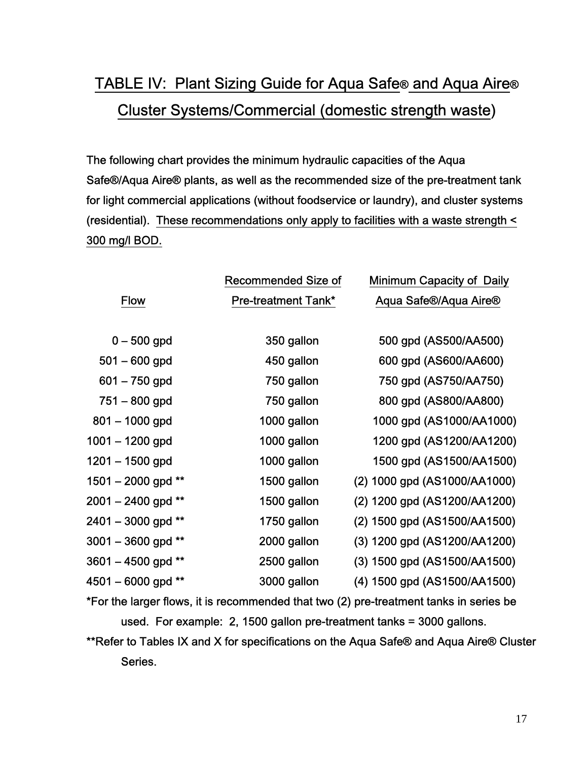# TABLE IV: Plant Sizing Guide for Aqua Safe® and Aqua Aire® Cluster Systems/Commercial (domestic strength waste)

The following chart provides the minimum hydraulic capacities of the Aqua Safe®/Aqua Aire® plants, as well as the recommended size of the pre-treatment tank for light commercial applications (without foodservice or laundry), and cluster systems (residential). These recommendations only apply to facilities with a waste strength < 300 mg/l BOD.

| Flow | Recommended Size of Pre-treatment Tank* | Minimum Capacity of Daily Aqua Safe®/Aqua Aire® |
|---|---|---|
| 0 – 500 gpd | 350 gallon | 500 gpd (AS500/AA500) |
| 501 – 600 gpd | 450 gallon | 600 gpd (AS600/AA600) |
| 601 – 750 gpd | 750 gallon | 750 gpd (AS750/AA750) |
| 751 – 800 gpd | 750 gallon | 800 gpd (AS800/AA800) |
| 801 – 1000 gpd | 1000 gallon | 1000 gpd (AS1000/AA1000) |
| 1001 – 1200 gpd | 1000 gallon | 1200 gpd (AS1200/AA1200) |
| 1201 – 1500 gpd | 1000 gallon | 1500 gpd (AS1500/AA1500) |
| 1501 – 2000 gpd ** | 1500 gallon | (2) 1000 gpd (AS1000/AA1000) |
| 2001 – 2400 gpd ** | 1500 gallon | (2) 1200 gpd (AS1200/AA1200) |
| 2401 – 3000 gpd ** | 1750 gallon | (2) 1500 gpd (AS1500/AA1500) |
| 3001 – 3600 gpd ** | 2000 gallon | (3) 1200 gpd (AS1200/AA1200) |
| 3601 – 4500 gpd ** | 2500 gallon | (3) 1500 gpd (AS1500/AA1500) |
| 4501 – 6000 gpd ** | 3000 gallon | (4) 1500 gpd (AS1500/AA1500) |

*For the larger flows, it is recommended that two (2) pre-treatment tanks in series be used. For example: 2, 1500 gallon pre-treatment tanks = 3000 gallons.

**Refer to Tables IX and X for specifications on the Aqua Safe® and Aqua Aire® Cluster Series.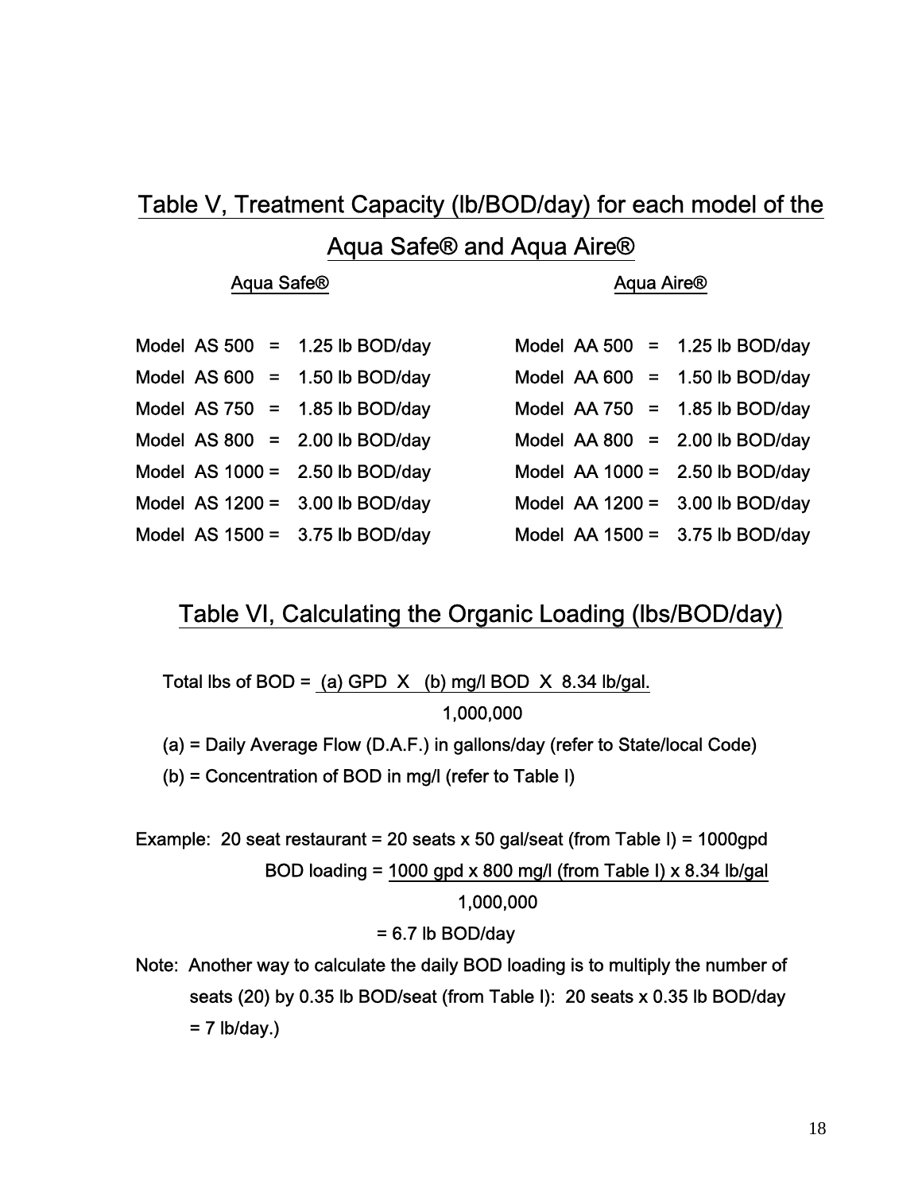## Table V, Treatment Capacity (lb/BOD/day) for each model of the Aqua Safe® and Aqua Aire®

| Aqua Safe® | | Aqua Aire® | |
|---|---|---|---|
| Model AS 500 = | 1.25 lb BOD/day | Model AA 500 = | 1.25 lb BOD/day |
| Model AS 600 = | 1.50 lb BOD/day | Model AA 600 = | 1.50 lb BOD/day |
| Model AS 750 = | 1.85 lb BOD/day | Model AA 750 = | 1.85 lb BOD/day |
| Model AS 800 = | 2.00 lb BOD/day | Model AA 800 = | 2.00 lb BOD/day |
| Model AS 1000 = | 2.50 lb BOD/day | Model AA 1000 = | 2.50 lb BOD/day |
| Model AS 1200 = | 3.00 lb BOD/day | Model AA 1200 = | 3.00 lb BOD/day |
| Model AS 1500 = | 3.75 lb BOD/day | Model AA 1500 = | 3.75 lb BOD/day |

## Table VI, Calculating the Organic Loading (lbs/BOD/day)

$$\text{Total lbs of BOD} = \frac{\text{(a) GPD} \times \text{(b) mg/l BOD} \times 8.34 \text{ lb/gal.}}{1{,}000{,}000}$$

(a) = Daily Average Flow (D.A.F.) in gallons/day (refer to State/local Code)

(b) = Concentration of BOD in mg/l (refer to Table I)

Example: 20 seat restaurant = 20 seats x 50 gal/seat (from Table I) = 1000gpd

$$\text{BOD loading} = \frac{1000 \text{ gpd} \times 800 \text{ mg/l (from Table I)} \times 8.34 \text{ lb/gal}}{1{,}000{,}000}$$

$$= 6.7 \text{ lb BOD/day}$$

Note: Another way to calculate the daily BOD loading is to multiply the number of seats (20) by 0.35 lb BOD/seat (from Table I): 20 seats x 0.35 lb BOD/day = 7 lb/day.)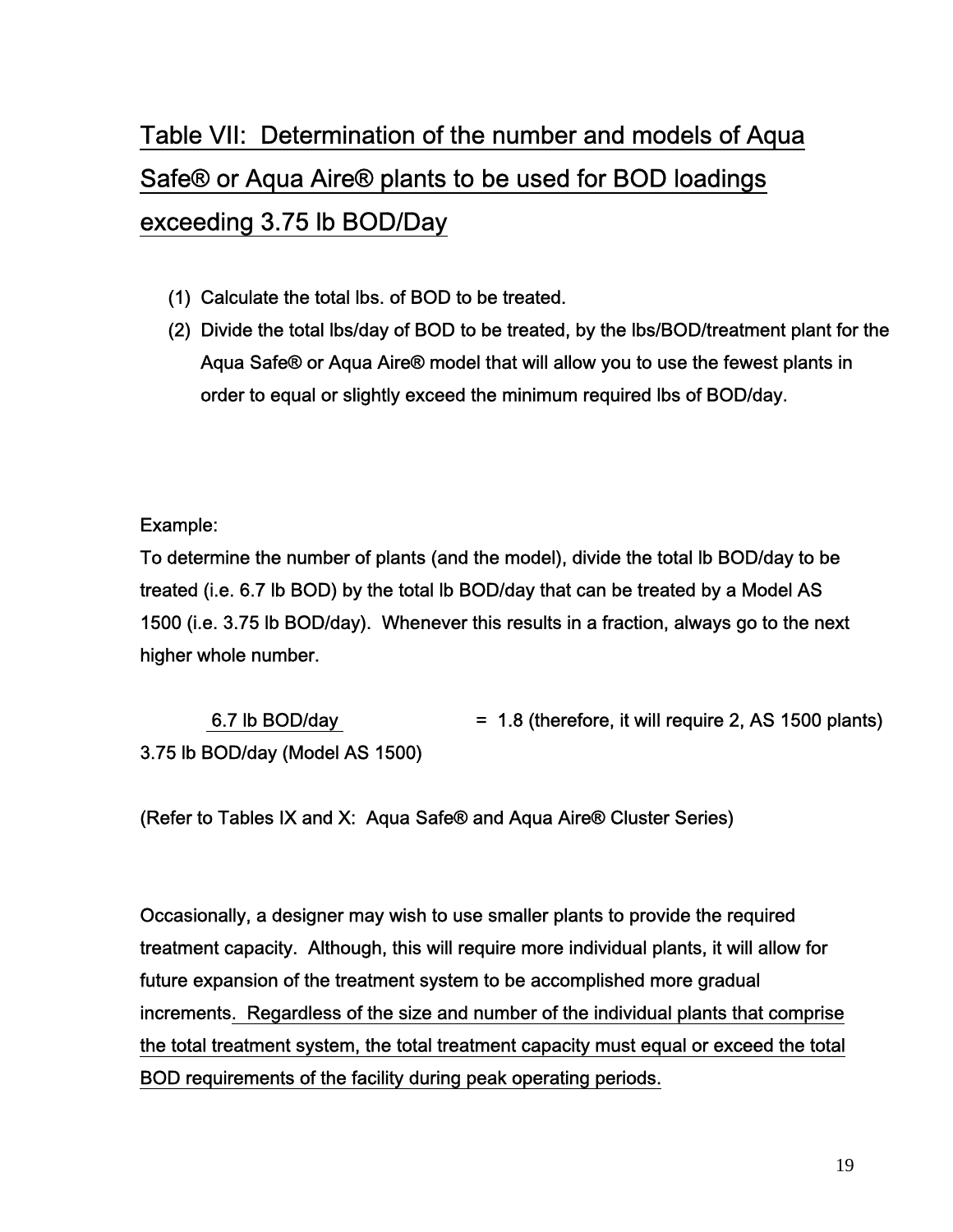## Table VII: Determination of the number and models of Aqua Safe® or Aqua Aire® plants to be used for BOD loadings exceeding 3.75 lb BOD/Day

(1) Calculate the total lbs. of BOD to be treated.
(2) Divide the total lbs/day of BOD to be treated, by the lbs/BOD/treatment plant for the Aqua Safe® or Aqua Aire® model that will allow you to use the fewest plants in order to equal or slightly exceed the minimum required lbs of BOD/day.

Example:
To determine the number of plants (and the model), divide the total lb BOD/day to be treated (i.e. 6.7 lb BOD) by the total lb BOD/day that can be treated by a Model AS 1500 (i.e. 3.75 lb BOD/day). Whenever this results in a fraction, always go to the next higher whole number.

$$\frac{\text{6.7 lb BOD/day}}{\text{3.75 lb BOD/day (Model AS 1500)}} = 1.8 \text{ (therefore, it will require 2, AS 1500 plants)}$$

(Refer to Tables IX and X: Aqua Safe® and Aqua Aire® Cluster Series)

Occasionally, a designer may wish to use smaller plants to provide the required treatment capacity. Although, this will require more individual plants, it will allow for future expansion of the treatment system to be accomplished more gradual increments. Regardless of the size and number of the individual plants that comprise the total treatment system, the total treatment capacity must equal or exceed the total BOD requirements of the facility during peak operating periods.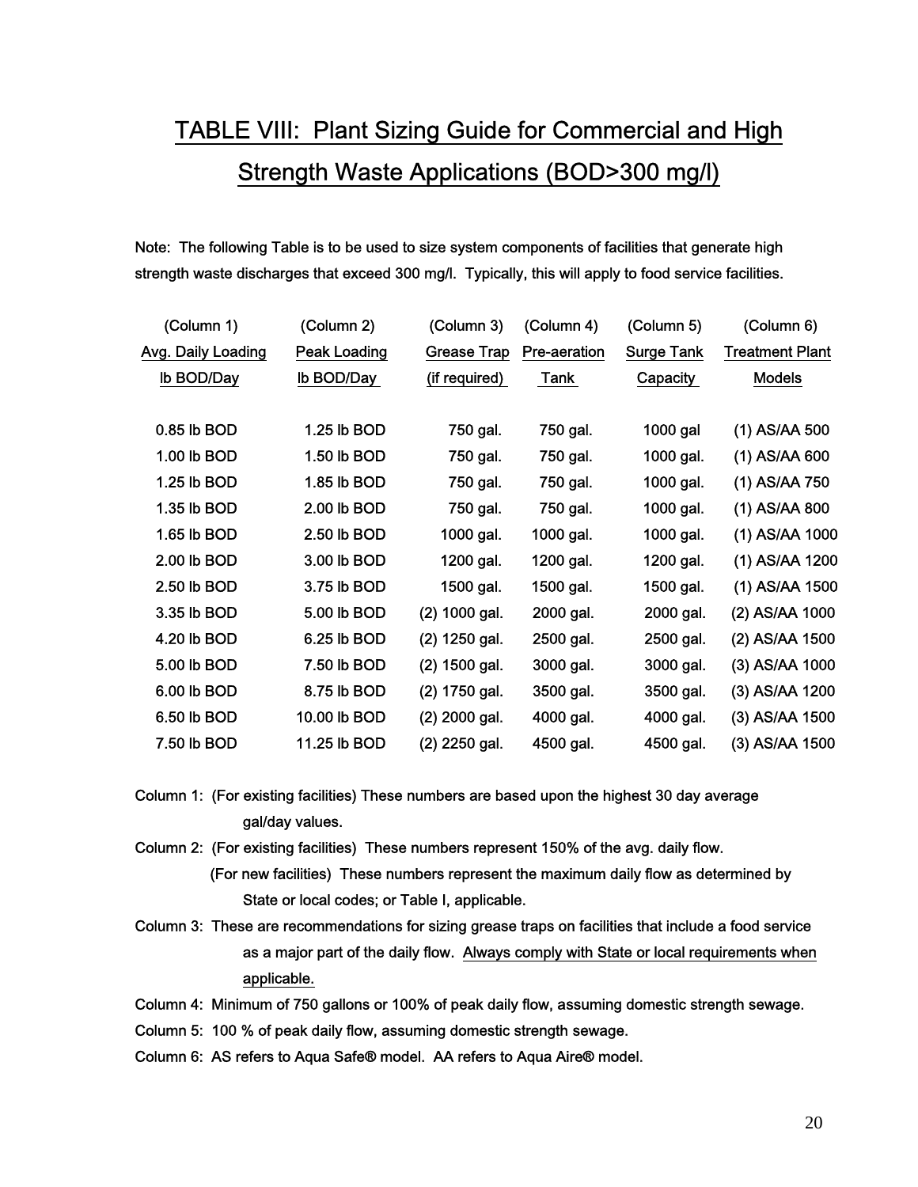# TABLE VIII: Plant Sizing Guide for Commercial and High Strength Waste Applications (BOD>300 mg/l)

Note: The following Table is to be used to size system components of facilities that generate high strength waste discharges that exceed 300 mg/l. Typically, this will apply to food service facilities.

| (Column 1) Avg. Daily Loading lb BOD/Day | (Column 2) Peak Loading lb BOD/Day | (Column 3) Grease Trap (if required) | (Column 4) Pre-aeration Tank | (Column 5) Surge Tank Capacity | (Column 6) Treatment Plant Models |
|---|---|---|---|---|---|
| 0.85 lb BOD | 1.25 lb BOD | 750 gal. | 750 gal. | 1000 gal | (1) AS/AA 500 |
| 1.00 lb BOD | 1.50 lb BOD | 750 gal. | 750 gal. | 1000 gal. | (1) AS/AA 600 |
| 1.25 lb BOD | 1.85 lb BOD | 750 gal. | 750 gal. | 1000 gal. | (1) AS/AA 750 |
| 1.35 lb BOD | 2.00 lb BOD | 750 gal. | 750 gal. | 1000 gal. | (1) AS/AA 800 |
| 1.65 lb BOD | 2.50 lb BOD | 1000 gal. | 1000 gal. | 1000 gal. | (1) AS/AA 1000 |
| 2.00 lb BOD | 3.00 lb BOD | 1200 gal. | 1200 gal. | 1200 gal. | (1) AS/AA 1200 |
| 2.50 lb BOD | 3.75 lb BOD | 1500 gal. | 1500 gal. | 1500 gal. | (1) AS/AA 1500 |
| 3.35 lb BOD | 5.00 lb BOD | (2) 1000 gal. | 2000 gal. | 2000 gal. | (2) AS/AA 1000 |
| 4.20 lb BOD | 6.25 lb BOD | (2) 1250 gal. | 2500 gal. | 2500 gal. | (2) AS/AA 1500 |
| 5.00 lb BOD | 7.50 lb BOD | (2) 1500 gal. | 3000 gal. | 3000 gal. | (3) AS/AA 1000 |
| 6.00 lb BOD | 8.75 lb BOD | (2) 1750 gal. | 3500 gal. | 3500 gal. | (3) AS/AA 1200 |
| 6.50 lb BOD | 10.00 lb BOD | (2) 2000 gal. | 4000 gal. | 4000 gal. | (3) AS/AA 1500 |
| 7.50 lb BOD | 11.25 lb BOD | (2) 2250 gal. | 4500 gal. | 4500 gal. | (3) AS/AA 1500 |

Column 1: (For existing facilities) These numbers are based upon the highest 30 day average gal/day values.

Column 2: (For existing facilities) These numbers represent 150% of the avg. daily flow.
(For new facilities) These numbers represent the maximum daily flow as determined by State or local codes; or Table I, applicable.

Column 3: These are recommendations for sizing grease traps on facilities that include a food service as a major part of the daily flow. Always comply with State or local requirements when applicable.

Column 4: Minimum of 750 gallons or 100% of peak daily flow, assuming domestic strength sewage.

Column 5: 100 % of peak daily flow, assuming domestic strength sewage.

Column 6: AS refers to Aqua Safe® model. AA refers to Aqua Aire® model.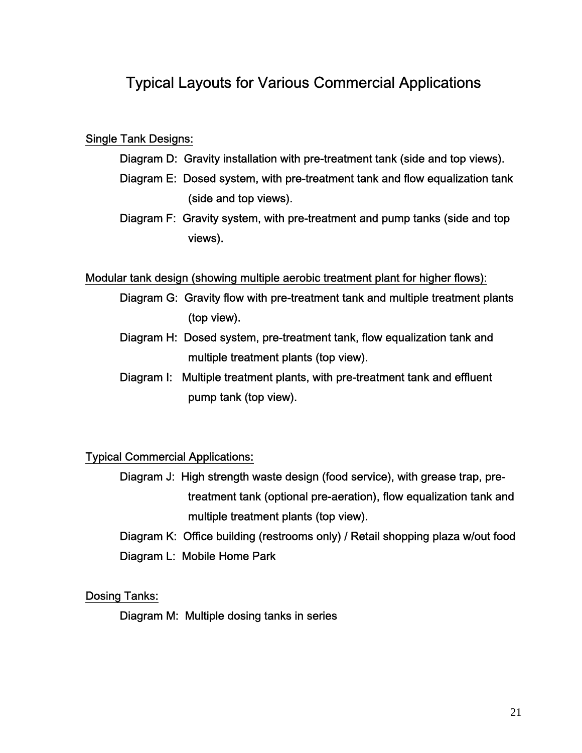# Typical Layouts for Various Commercial Applications

Single Tank Designs:

- Diagram D: Gravity installation with pre-treatment tank (side and top views).
- Diagram E: Dosed system, with pre-treatment tank and flow equalization tank (side and top views).
- Diagram F: Gravity system, with pre-treatment and pump tanks (side and top views).

Modular tank design (showing multiple aerobic treatment plant for higher flows):

- Diagram G: Gravity flow with pre-treatment tank and multiple treatment plants (top view).
- Diagram H: Dosed system, pre-treatment tank, flow equalization tank and multiple treatment plants (top view).
- Diagram I: Multiple treatment plants, with pre-treatment tank and effluent pump tank (top view).

Typical Commercial Applications:

- Diagram J: High strength waste design (food service), with grease trap, pre-treatment tank (optional pre-aeration), flow equalization tank and multiple treatment plants (top view).
- Diagram K: Office building (restrooms only) / Retail shopping plaza w/out food
- Diagram L: Mobile Home Park

Dosing Tanks:

- Diagram M: Multiple dosing tanks in series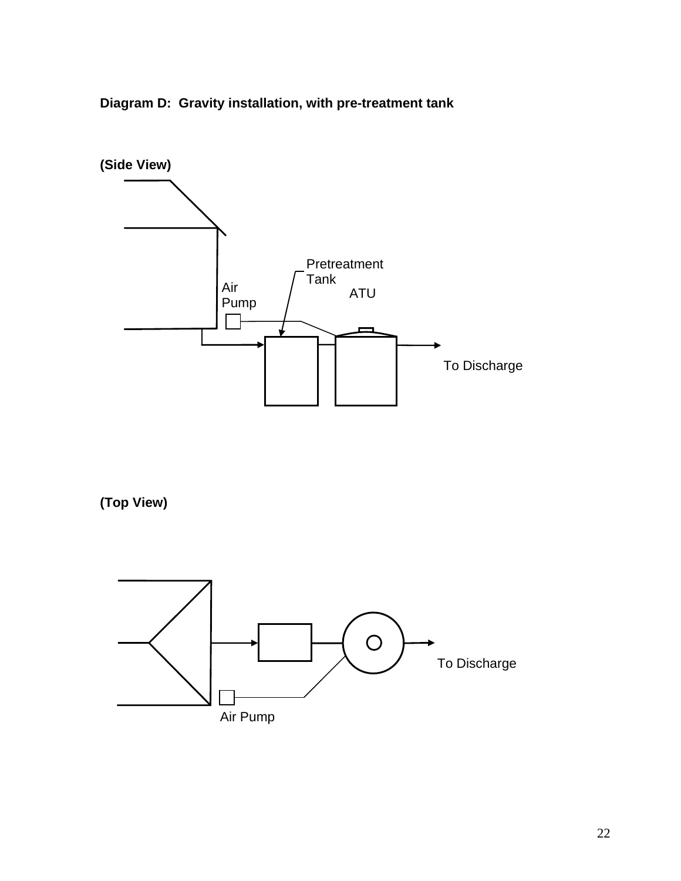**Diagram D: Gravity installation, with pre-treatment tank**

**(Side View)**

Pretreatment Tank

Air Pump

ATU

To Discharge

**(Top View)**

To Discharge

Air Pump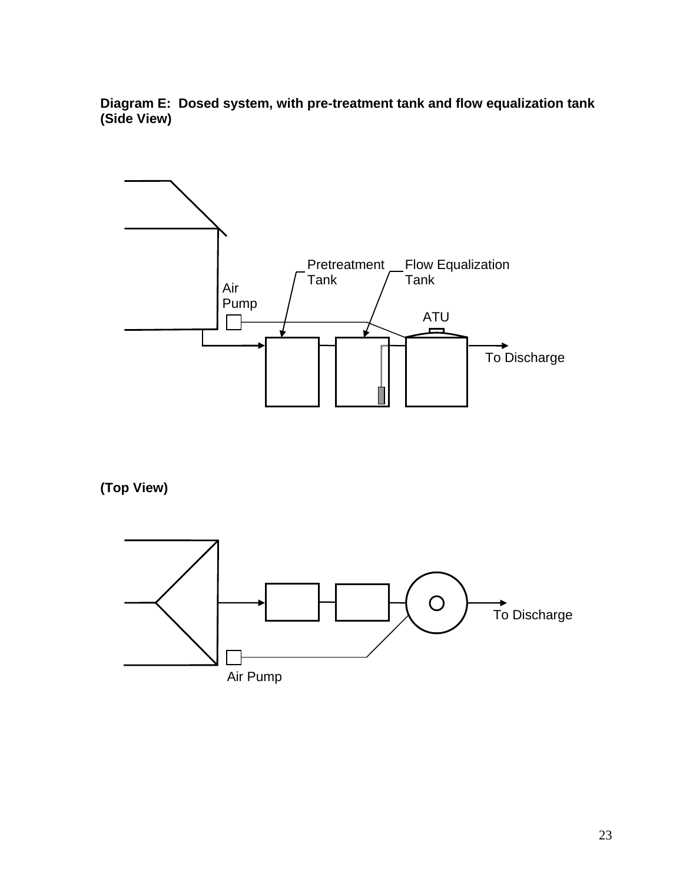**Diagram E: Dosed system, with pre-treatment tank and flow equalization tank (Side View)**

Air Pump

Pretreatment Tank

Flow Equalization Tank

ATU

To Discharge

**(Top View)**

To Discharge

Air Pump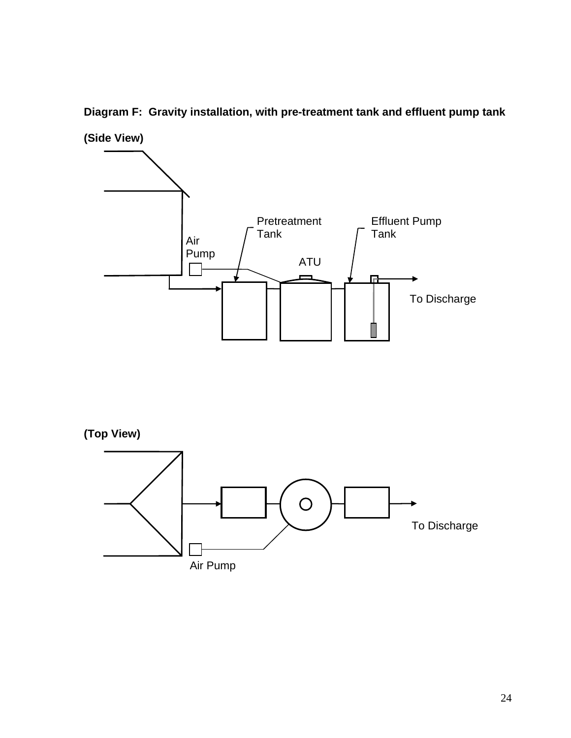**Diagram F: Gravity installation, with pre-treatment tank and effluent pump tank**

**(Side View)**

Pretreatment Tank

Effluent Pump Tank

Air Pump

ATU

To Discharge

**(Top View)**

To Discharge

Air Pump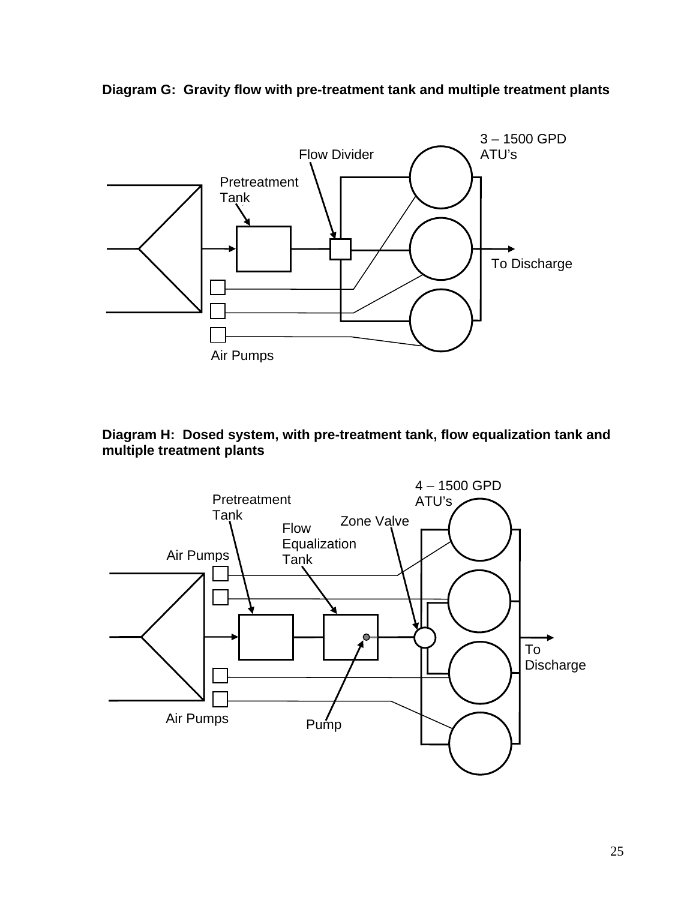**Diagram G: Gravity flow with pre-treatment tank and multiple treatment plants**

Flow Divider

3 – 1500 GPD ATU's

Pretreatment Tank

To Discharge

Air Pumps

**Diagram H: Dosed system, with pre-treatment tank, flow equalization tank and multiple treatment plants**

4 – 1500 GPD ATU's

Pretreatment Tank

Zone Valve

Flow Equalization Tank

Air Pumps

To Discharge

Air Pumps

Pump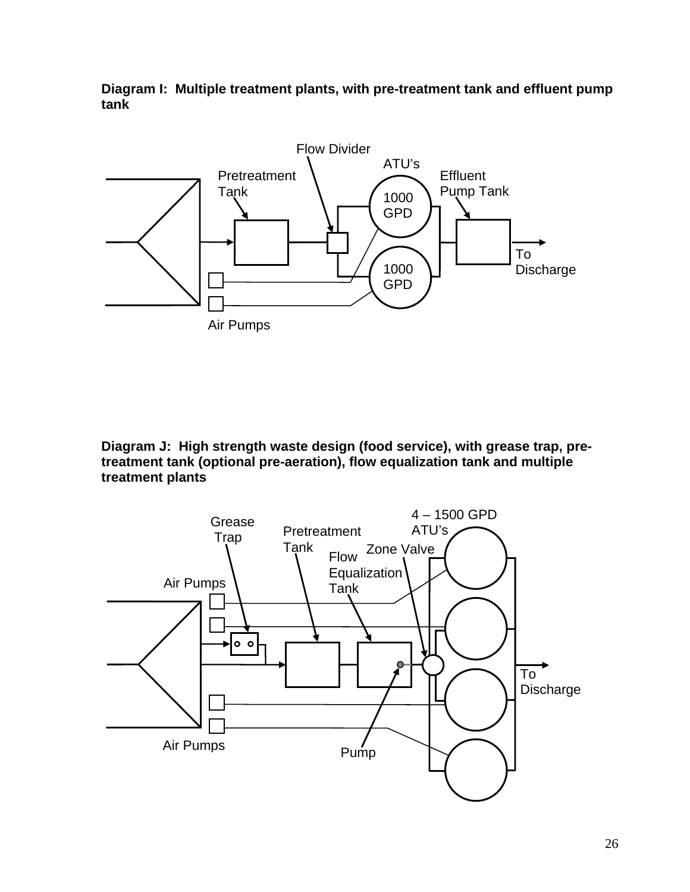**Diagram I: Multiple treatment plants, with pre-treatment tank and effluent pump tank**

Flow Divider

ATU's

Pretreatment Tank

Effluent Pump Tank

1000 GPD

1000 GPD

To Discharge

Air Pumps

**Diagram J: High strength waste design (food service), with grease trap, pre-treatment tank (optional pre-aeration), flow equalization tank and multiple treatment plants**

Grease Trap

Pretreatment Tank

4 – 1500 GPD ATU's

Zone Valve

Flow Equalization Tank

Air Pumps

To Discharge

Air Pumps

Pump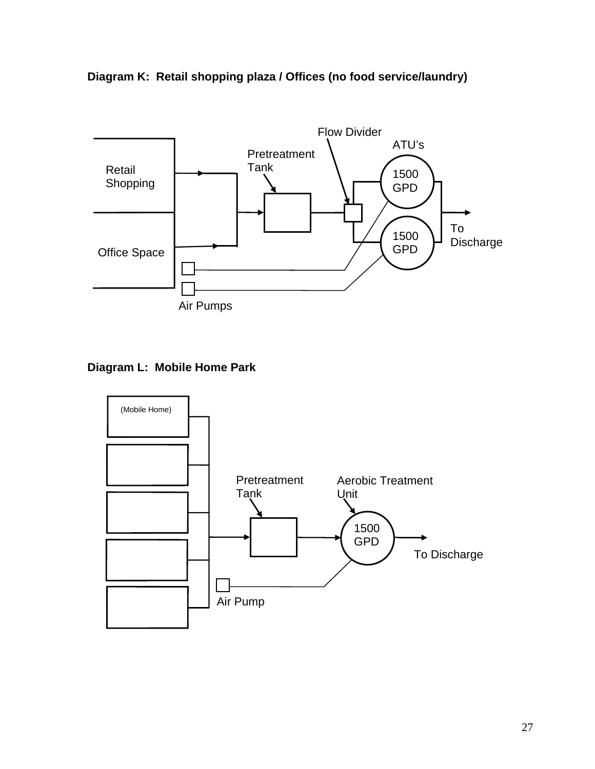**Diagram K: Retail shopping plaza / Offices (no food service/laundry)**

Flow Divider

ATU's

Pretreatment Tank

Retail Shopping

1500 GPD

1500 GPD

To Discharge

Office Space

Air Pumps

**Diagram L: Mobile Home Park**

(Mobile Home)

Pretreatment Tank

Aerobic Treatment Unit

1500 GPD

To Discharge

Air Pump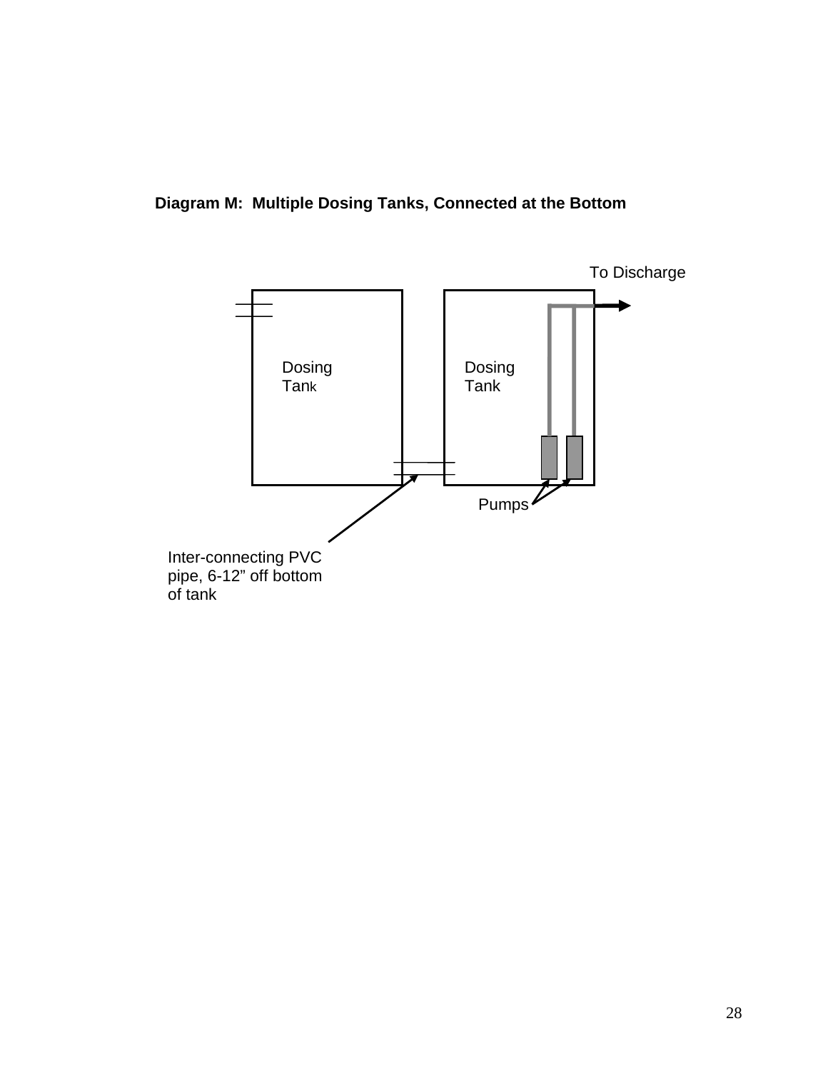**Diagram M: Multiple Dosing Tanks, Connected at the Bottom**

To Discharge

Dosing Tank

Dosing Tank

Pumps

Inter-connecting PVC pipe, 6-12" off bottom of tank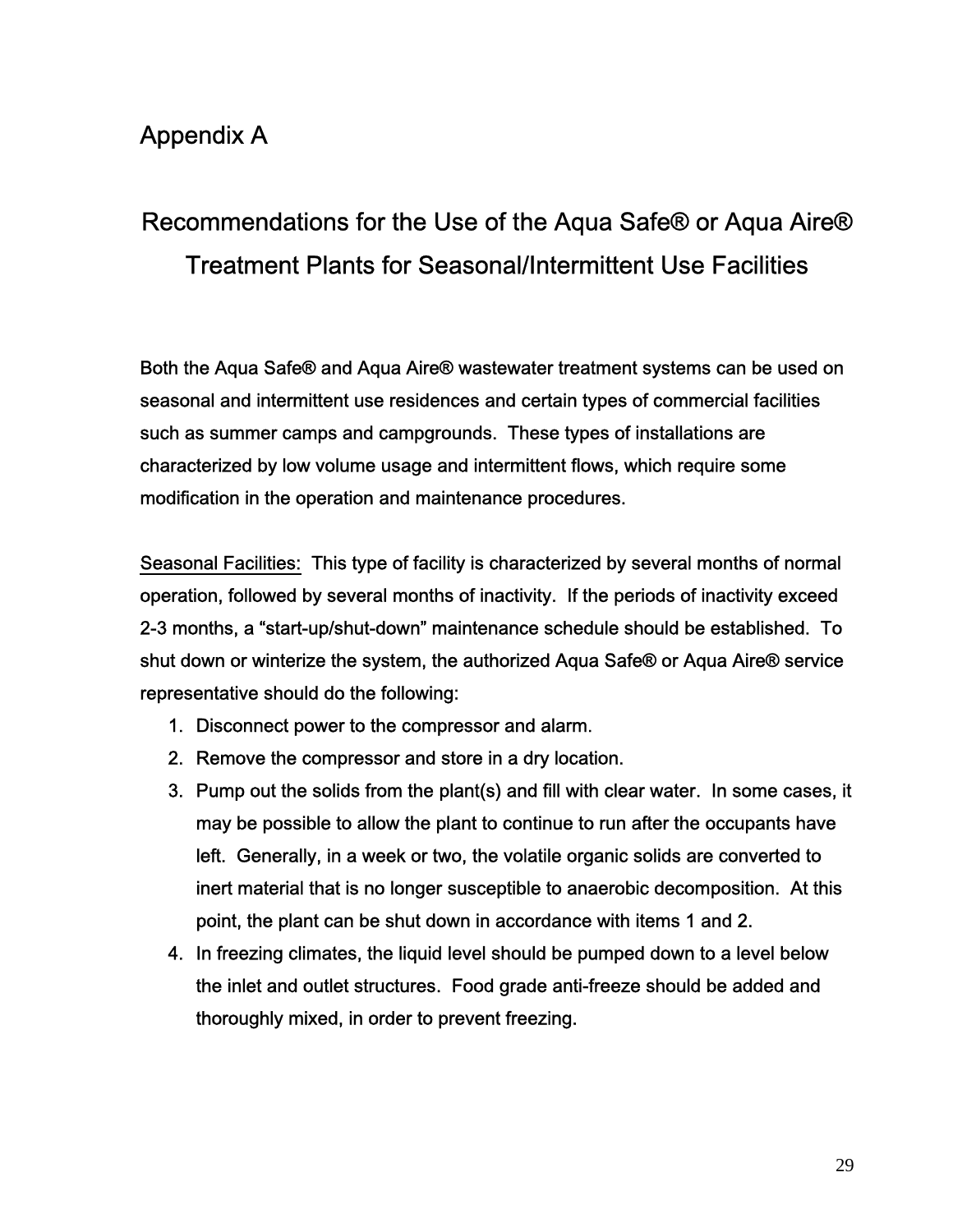# Appendix A

## Recommendations for the Use of the Aqua Safe® or Aqua Aire® Treatment Plants for Seasonal/Intermittent Use Facilities

Both the Aqua Safe® and Aqua Aire® wastewater treatment systems can be used on seasonal and intermittent use residences and certain types of commercial facilities such as summer camps and campgrounds. These types of installations are characterized by low volume usage and intermittent flows, which require some modification in the operation and maintenance procedures.

<u>Seasonal Facilities:</u> This type of facility is characterized by several months of normal operation, followed by several months of inactivity. If the periods of inactivity exceed 2-3 months, a “start-up/shut-down” maintenance schedule should be established. To shut down or winterize the system, the authorized Aqua Safe® or Aqua Aire® service representative should do the following:

1. Disconnect power to the compressor and alarm.
2. Remove the compressor and store in a dry location.
3. Pump out the solids from the plant(s) and fill with clear water. In some cases, it may be possible to allow the plant to continue to run after the occupants have left. Generally, in a week or two, the volatile organic solids are converted to inert material that is no longer susceptible to anaerobic decomposition. At this point, the plant can be shut down in accordance with items 1 and 2.
4. In freezing climates, the liquid level should be pumped down to a level below the inlet and outlet structures. Food grade anti-freeze should be added and thoroughly mixed, in order to prevent freezing.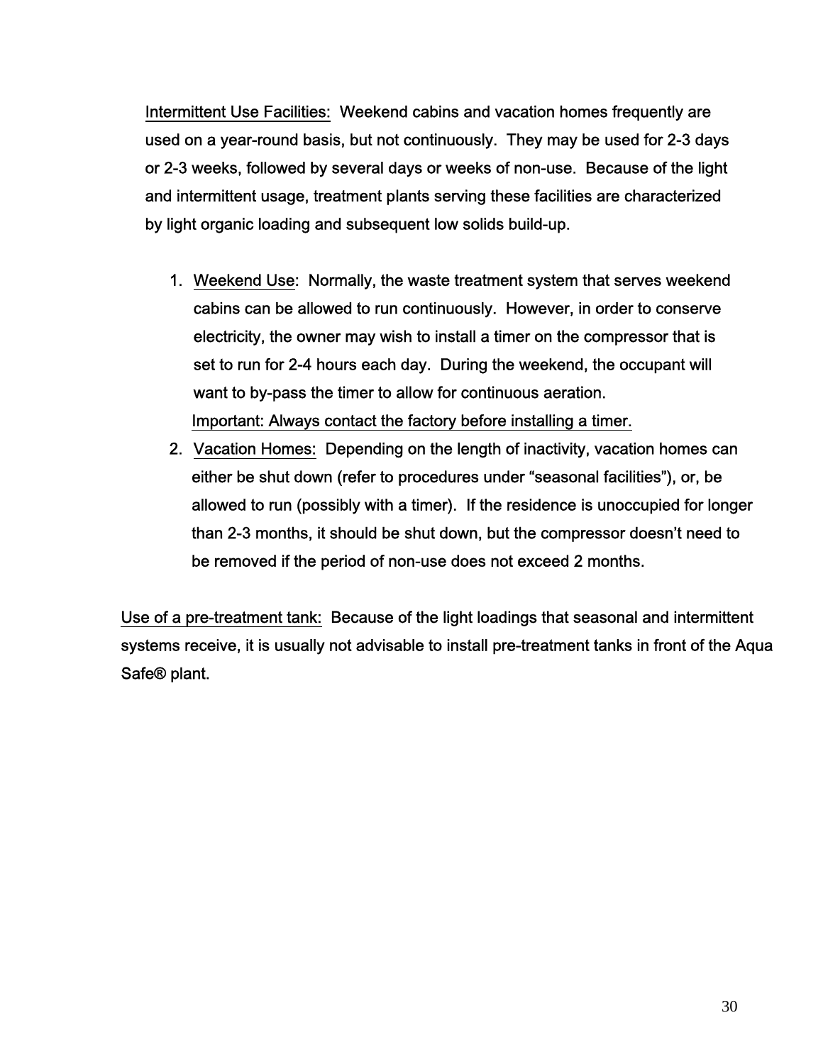Intermittent Use Facilities: Weekend cabins and vacation homes frequently are used on a year-round basis, but not continuously. They may be used for 2-3 days or 2-3 weeks, followed by several days or weeks of non-use. Because of the light and intermittent usage, treatment plants serving these facilities are characterized by light organic loading and subsequent low solids build-up.

1. Weekend Use: Normally, the waste treatment system that serves weekend cabins can be allowed to run continuously. However, in order to conserve electricity, the owner may wish to install a timer on the compressor that is set to run for 2-4 hours each day. During the weekend, the occupant will want to by-pass the timer to allow for continuous aeration.
   Important: Always contact the factory before installing a timer.
2. Vacation Homes: Depending on the length of inactivity, vacation homes can either be shut down (refer to procedures under "seasonal facilities"), or, be allowed to run (possibly with a timer). If the residence is unoccupied for longer than 2-3 months, it should be shut down, but the compressor doesn't need to be removed if the period of non-use does not exceed 2 months.

Use of a pre-treatment tank: Because of the light loadings that seasonal and intermittent systems receive, it is usually not advisable to install pre-treatment tanks in front of the Aqua Safe® plant.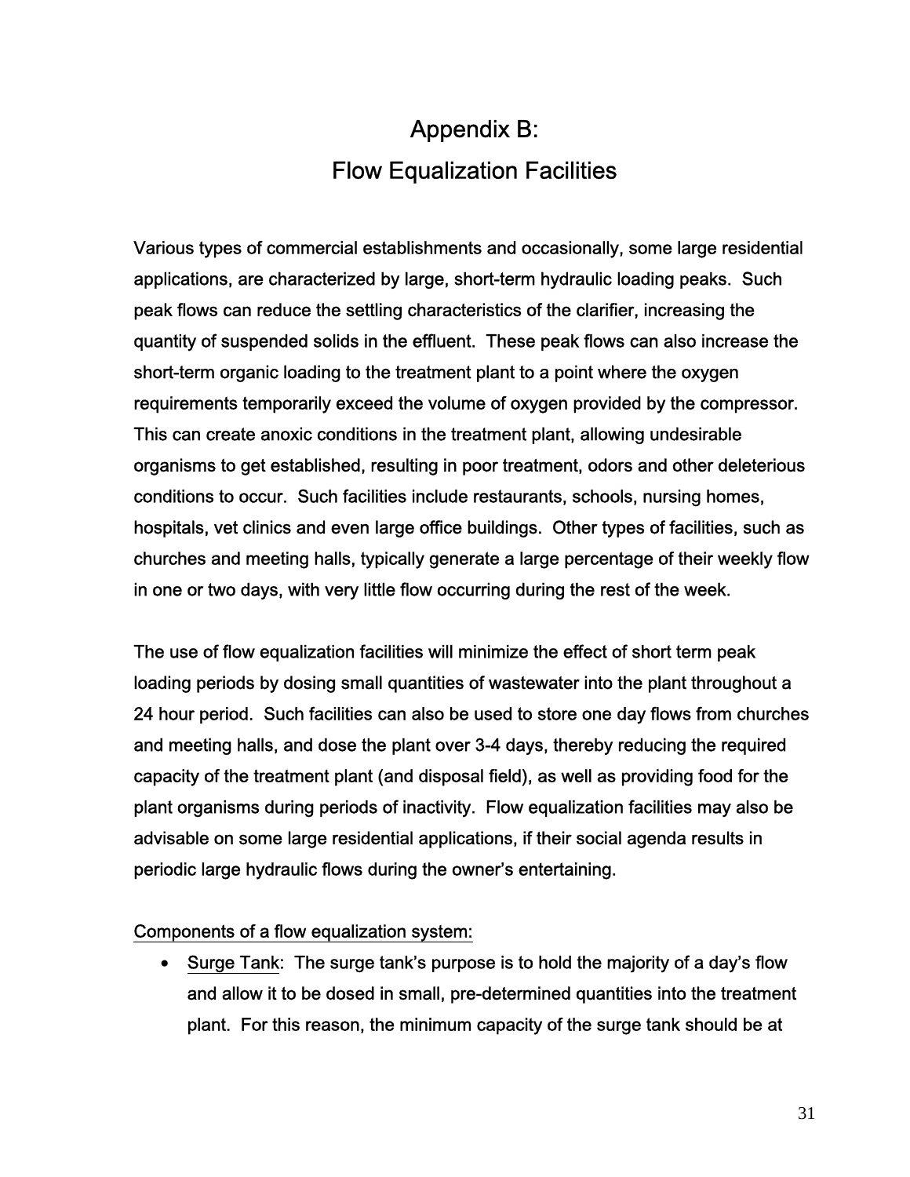# Appendix B:
# Flow Equalization Facilities

Various types of commercial establishments and occasionally, some large residential applications, are characterized by large, short-term hydraulic loading peaks. Such peak flows can reduce the settling characteristics of the clarifier, increasing the quantity of suspended solids in the effluent. These peak flows can also increase the short-term organic loading to the treatment plant to a point where the oxygen requirements temporarily exceed the volume of oxygen provided by the compressor. This can create anoxic conditions in the treatment plant, allowing undesirable organisms to get established, resulting in poor treatment, odors and other deleterious conditions to occur. Such facilities include restaurants, schools, nursing homes, hospitals, vet clinics and even large office buildings. Other types of facilities, such as churches and meeting halls, typically generate a large percentage of their weekly flow in one or two days, with very little flow occurring during the rest of the week.

The use of flow equalization facilities will minimize the effect of short term peak loading periods by dosing small quantities of wastewater into the plant throughout a 24 hour period. Such facilities can also be used to store one day flows from churches and meeting halls, and dose the plant over 3-4 days, thereby reducing the required capacity of the treatment plant (and disposal field), as well as providing food for the plant organisms during periods of inactivity. Flow equalization facilities may also be advisable on some large residential applications, if their social agenda results in periodic large hydraulic flows during the owner's entertaining.

Components of a flow equalization system:

- Surge Tank: The surge tank's purpose is to hold the majority of a day's flow and allow it to be dosed in small, pre-determined quantities into the treatment plant. For this reason, the minimum capacity of the surge tank should be at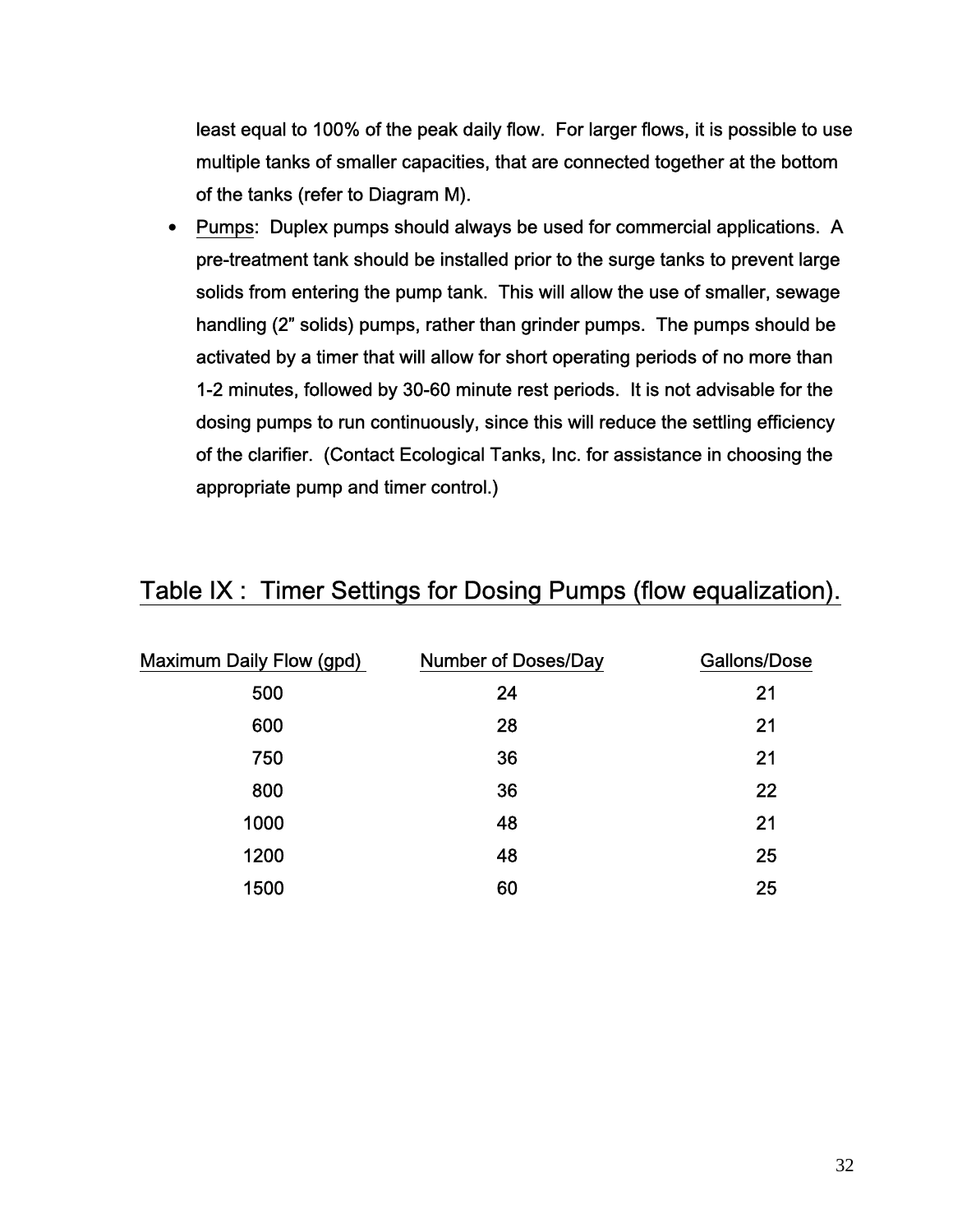least equal to 100% of the peak daily flow. For larger flows, it is possible to use multiple tanks of smaller capacities, that are connected together at the bottom of the tanks (refer to Diagram M).

- Pumps: Duplex pumps should always be used for commercial applications. A pre-treatment tank should be installed prior to the surge tanks to prevent large solids from entering the pump tank. This will allow the use of smaller, sewage handling (2" solids) pumps, rather than grinder pumps. The pumps should be activated by a timer that will allow for short operating periods of no more than 1-2 minutes, followed by 30-60 minute rest periods. It is not advisable for the dosing pumps to run continuously, since this will reduce the settling efficiency of the clarifier. (Contact Ecological Tanks, Inc. for assistance in choosing the appropriate pump and timer control.)

## Table IX : Timer Settings for Dosing Pumps (flow equalization).

| Maximum Daily Flow (gpd) | Number of Doses/Day | Gallons/Dose |
|---|---|---|
| 500 | 24 | 21 |
| 600 | 28 | 21 |
| 750 | 36 | 21 |
| 800 | 36 | 22 |
| 1000 | 48 | 21 |
| 1200 | 48 | 25 |
| 1500 | 60 | 25 |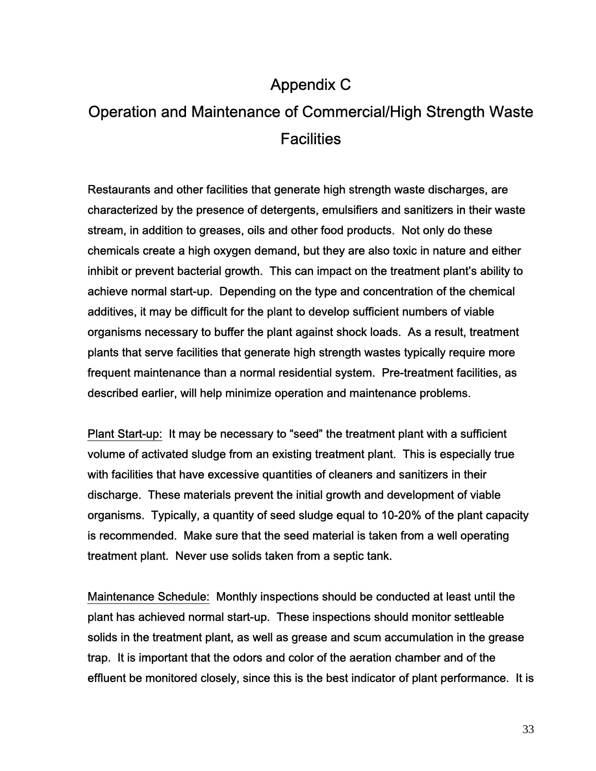# Appendix C

# Operation and Maintenance of Commercial/High Strength Waste Facilities

Restaurants and other facilities that generate high strength waste discharges, are characterized by the presence of detergents, emulsifiers and sanitizers in their waste stream, in addition to greases, oils and other food products. Not only do these chemicals create a high oxygen demand, but they are also toxic in nature and either inhibit or prevent bacterial growth. This can impact on the treatment plant's ability to achieve normal start-up. Depending on the type and concentration of the chemical additives, it may be difficult for the plant to develop sufficient numbers of viable organisms necessary to buffer the plant against shock loads. As a result, treatment plants that serve facilities that generate high strength wastes typically require more frequent maintenance than a normal residential system. Pre-treatment facilities, as described earlier, will help minimize operation and maintenance problems.

<u>Plant Start-up:</u> It may be necessary to "seed" the treatment plant with a sufficient volume of activated sludge from an existing treatment plant. This is especially true with facilities that have excessive quantities of cleaners and sanitizers in their discharge. These materials prevent the initial growth and development of viable organisms. Typically, a quantity of seed sludge equal to 10-20% of the plant capacity is recommended. Make sure that the seed material is taken from a well operating treatment plant. Never use solids taken from a septic tank.

<u>Maintenance Schedule:</u> Monthly inspections should be conducted at least until the plant has achieved normal start-up. These inspections should monitor settleable solids in the treatment plant, as well as grease and scum accumulation in the grease trap. It is important that the odors and color of the aeration chamber and of the effluent be monitored closely, since this is the best indicator of plant performance. It is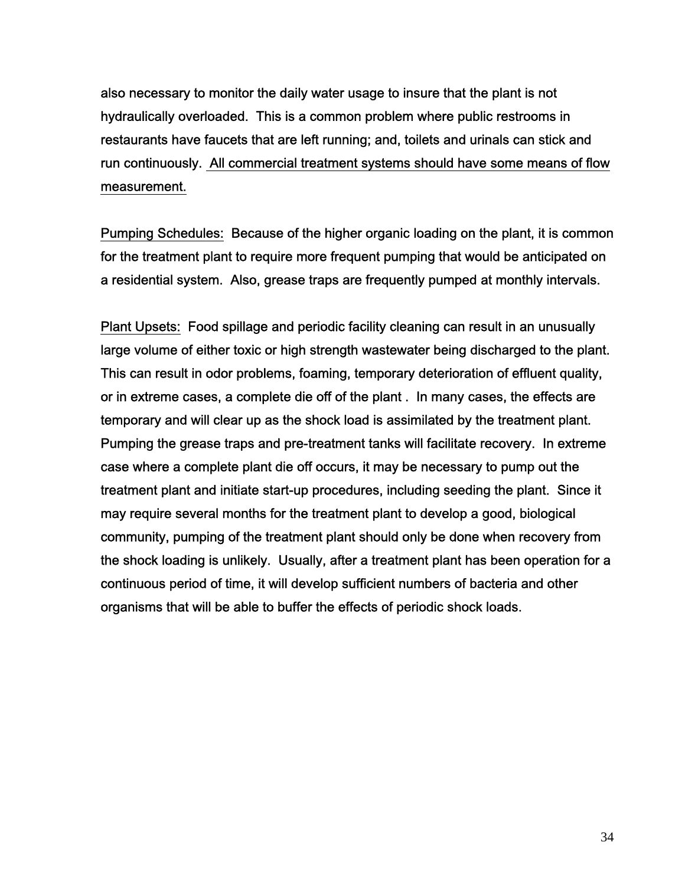also necessary to monitor the daily water usage to insure that the plant is not hydraulically overloaded. This is a common problem where public restrooms in restaurants have faucets that are left running; and, toilets and urinals can stick and run continuously. <u>All commercial treatment systems should have some means of flow measurement.</u>

<u>Pumping Schedules:</u> Because of the higher organic loading on the plant, it is common for the treatment plant to require more frequent pumping that would be anticipated on a residential system. Also, grease traps are frequently pumped at monthly intervals.

<u>Plant Upsets:</u> Food spillage and periodic facility cleaning can result in an unusually large volume of either toxic or high strength wastewater being discharged to the plant. This can result in odor problems, foaming, temporary deterioration of effluent quality, or in extreme cases, a complete die off of the plant . In many cases, the effects are temporary and will clear up as the shock load is assimilated by the treatment plant. Pumping the grease traps and pre-treatment tanks will facilitate recovery. In extreme case where a complete plant die off occurs, it may be necessary to pump out the treatment plant and initiate start-up procedures, including seeding the plant. Since it may require several months for the treatment plant to develop a good, biological community, pumping of the treatment plant should only be done when recovery from the shock loading is unlikely. Usually, after a treatment plant has been operation for a continuous period of time, it will develop sufficient numbers of bacteria and other organisms that will be able to buffer the effects of periodic shock loads.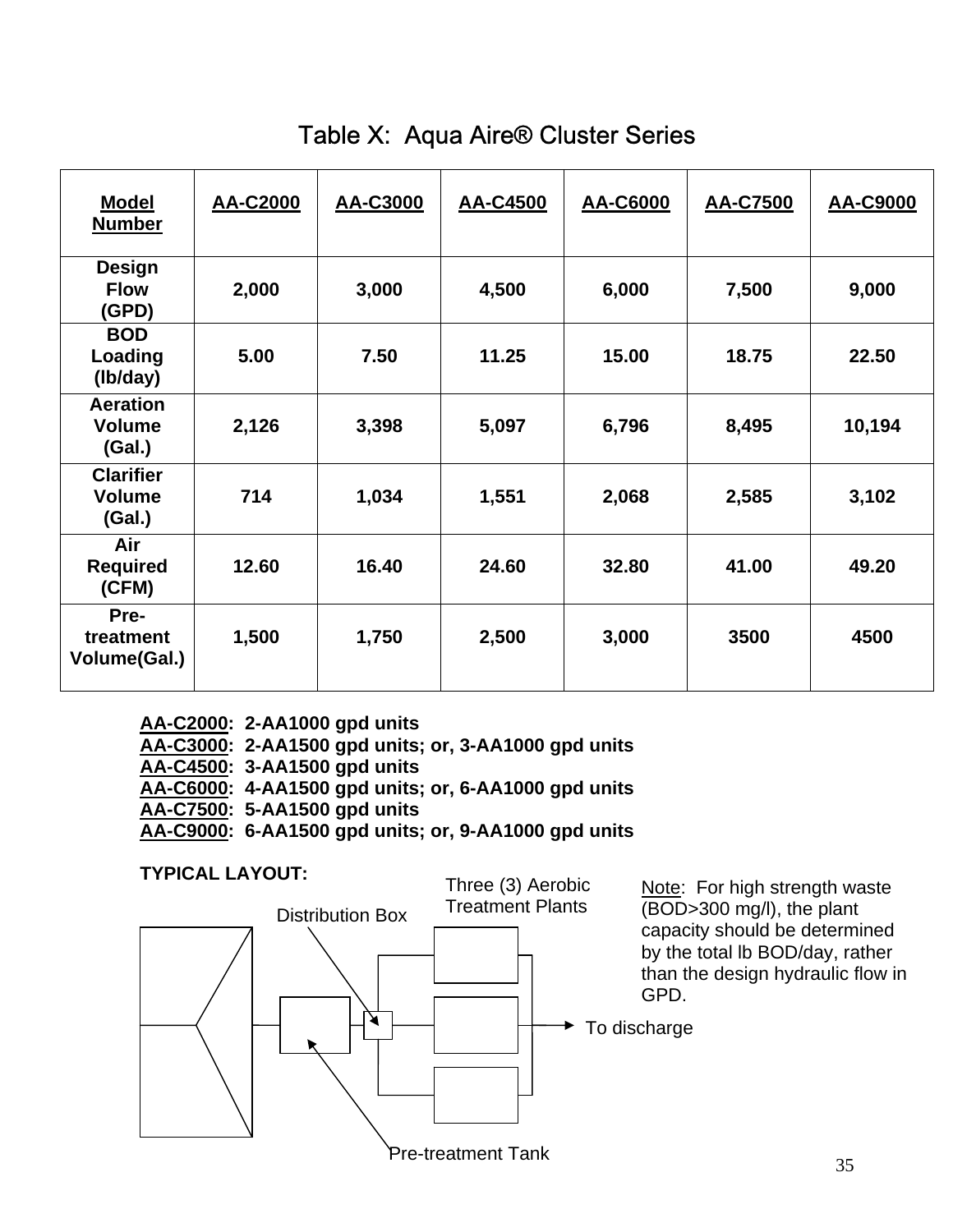# Table X: Aqua Aire® Cluster Series

| Model Number | AA-C2000 | AA-C3000 | AA-C4500 | AA-C6000 | AA-C7500 | AA-C9000 |
|---|---|---|---|---|---|---|
| Design Flow (GPD) | 2,000 | 3,000 | 4,500 | 6,000 | 7,500 | 9,000 |
| BOD Loading (lb/day) | 5.00 | 7.50 | 11.25 | 15.00 | 18.75 | 22.50 |
| Aeration Volume (Gal.) | 2,126 | 3,398 | 5,097 | 6,796 | 8,495 | 10,194 |
| Clarifier Volume (Gal.) | 714 | 1,034 | 1,551 | 2,068 | 2,585 | 3,102 |
| Air Required (CFM) | 12.60 | 16.40 | 24.60 | 32.80 | 41.00 | 49.20 |
| Pre-treatment Volume(Gal.) | 1,500 | 1,750 | 2,500 | 3,000 | 3500 | 4500 |

**AA-C2000: 2-AA1000 gpd units**
**AA-C3000: 2-AA1500 gpd units; or, 3-AA1000 gpd units**
**AA-C4500: 3-AA1500 gpd units**
**AA-C6000: 4-AA1500 gpd units; or, 6-AA1000 gpd units**
**AA-C7500: 5-AA1500 gpd units**
**AA-C9000: 6-AA1500 gpd units; or, 9-AA1000 gpd units**

**TYPICAL LAYOUT:**

Distribution Box

Three (3) Aerobic Treatment Plants

To discharge

Pre-treatment Tank

Note: For high strength waste (BOD>300 mg/l), the plant capacity should be determined by the total lb BOD/day, rather than the design hydraulic flow in GPD.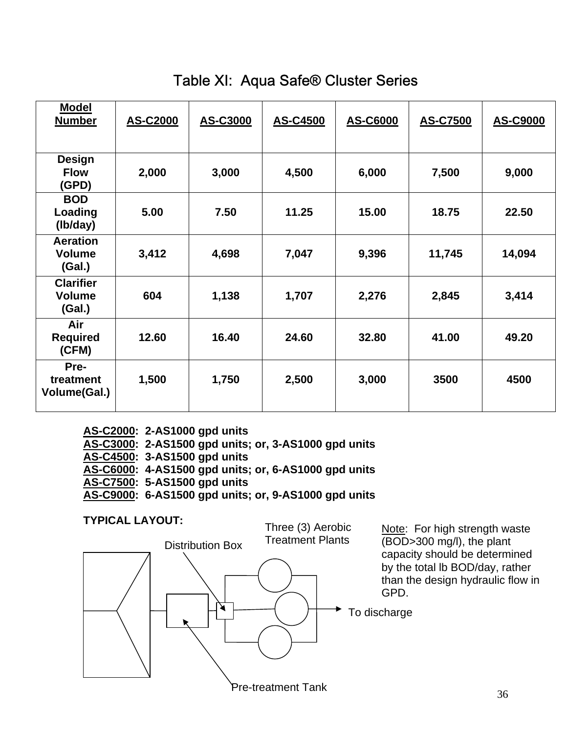## Table XI: Aqua Safe® Cluster Series

| Model Number | AS-C2000 | AS-C3000 | AS-C4500 | AS-C6000 | AS-C7500 | AS-C9000 |
|---|---|---|---|---|---|---|
| Design Flow (GPD) | 2,000 | 3,000 | 4,500 | 6,000 | 7,500 | 9,000 |
| BOD Loading (lb/day) | 5.00 | 7.50 | 11.25 | 15.00 | 18.75 | 22.50 |
| Aeration Volume (Gal.) | 3,412 | 4,698 | 7,047 | 9,396 | 11,745 | 14,094 |
| Clarifier Volume (Gal.) | 604 | 1,138 | 1,707 | 2,276 | 2,845 | 3,414 |
| Air Required (CFM) | 12.60 | 16.40 | 24.60 | 32.80 | 41.00 | 49.20 |
| Pre-treatment Volume(Gal.) | 1,500 | 1,750 | 2,500 | 3,000 | 3500 | 4500 |

**AS-C2000: 2-AS1000 gpd units**
**AS-C3000: 2-AS1500 gpd units; or, 3-AS1000 gpd units**
**AS-C4500: 3-AS1500 gpd units**
**AS-C6000: 4-AS1500 gpd units; or, 6-AS1000 gpd units**
**AS-C7500: 5-AS1500 gpd units**
**AS-C9000: 6-AS1500 gpd units; or, 9-AS1000 gpd units**

**TYPICAL LAYOUT:**

Distribution Box

Three (3) Aerobic Treatment Plants

To discharge

Pre-treatment Tank

Note: For high strength waste (BOD>300 mg/l), the plant capacity should be determined by the total lb BOD/day, rather than the design hydraulic flow in GPD.